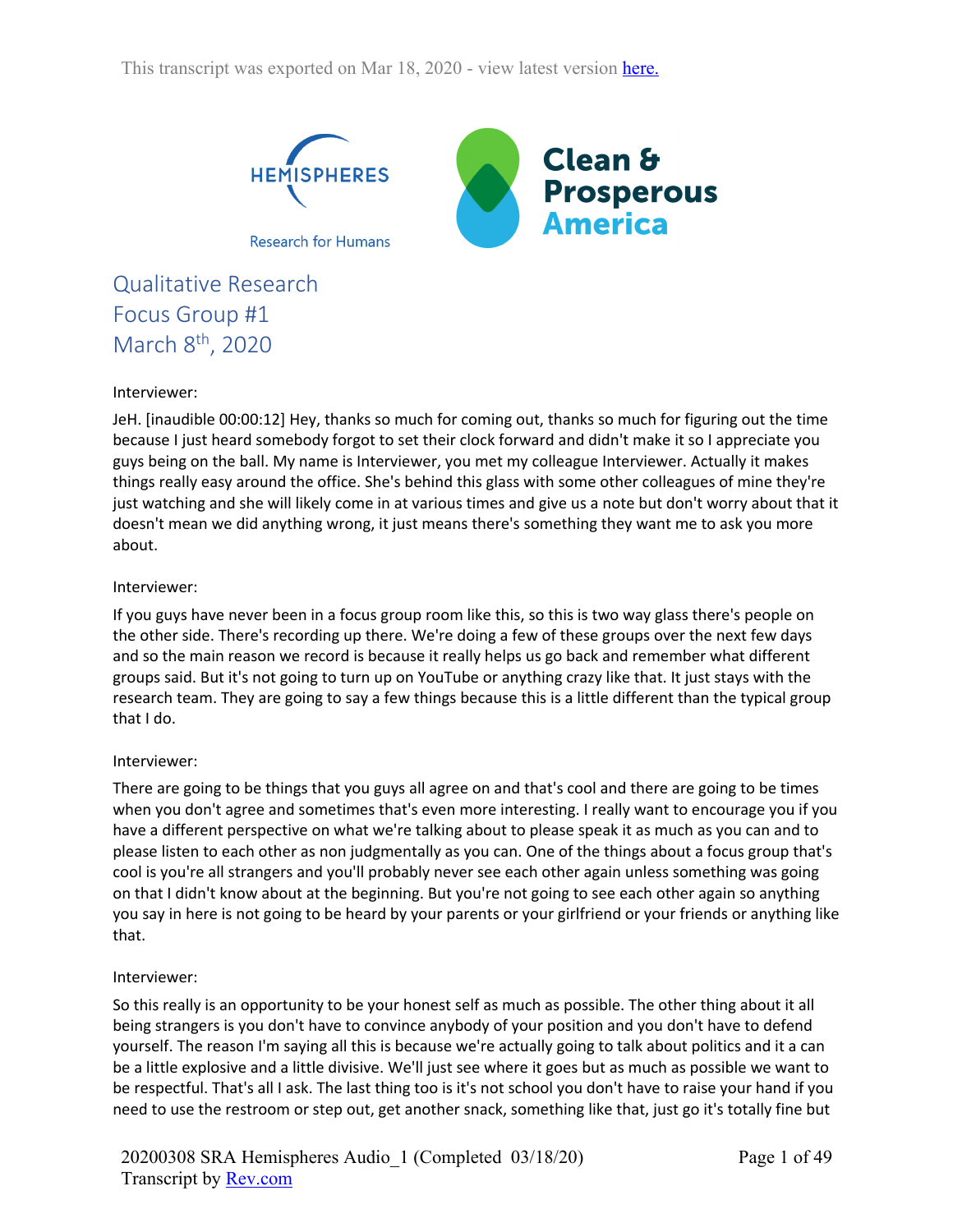This transcript was exported on Mar 18, 2020 - view latest version here.

HEMISPHERES

Research for Humans

Clean & Prosperous America

# Qualitative Research
## Focus Group #1
## March 8th, 2020

Interviewer:

JeH. [inaudible 00:00:12] Hey, thanks so much for coming out, thanks so much for figuring out the time because I just heard somebody forgot to set their clock forward and didn't make it so I appreciate you guys being on the ball. My name is Interviewer, you met my colleague Interviewer. Actually it makes things really easy around the office. She's behind this glass with some other colleagues of mine they're just watching and she will likely come in at various times and give us a note but don't worry about that it doesn't mean we did anything wrong, it just means there's something they want me to ask you more about.

Interviewer:

If you guys have never been in a focus group room like this, so this is two way glass there's people on the other side. There's recording up there. We're doing a few of these groups over the next few days and so the main reason we record is because it really helps us go back and remember what different groups said. But it's not going to turn up on YouTube or anything crazy like that. It just stays with the research team. They are going to say a few things because this is a little different than the typical group that I do.

Interviewer:

There are going to be things that you guys all agree on and that's cool and there are going to be times when you don't agree and sometimes that's even more interesting. I really want to encourage you if you have a different perspective on what we're talking about to please speak it as much as you can and to please listen to each other as non judgmentally as you can. One of the things about a focus group that's cool is you're all strangers and you'll probably never see each other again unless something was going on that I didn't know about at the beginning. But you're not going to see each other again so anything you say in here is not going to be heard by your parents or your girlfriend or your friends or anything like that.

Interviewer:

So this really is an opportunity to be your honest self as much as possible. The other thing about it all being strangers is you don't have to convince anybody of your position and you don't have to defend yourself. The reason I'm saying all this is because we're actually going to talk about politics and it a can be a little explosive and a little divisive. We'll just see where it goes but as much as possible we want to be respectful. That's all I ask. The last thing too is it's not school you don't have to raise your hand if you need to use the restroom or step out, get another snack, something like that, just go it's totally fine but

20200308 SRA Hemispheres Audio_1 (Completed 03/18/20)
Transcript by Rev.com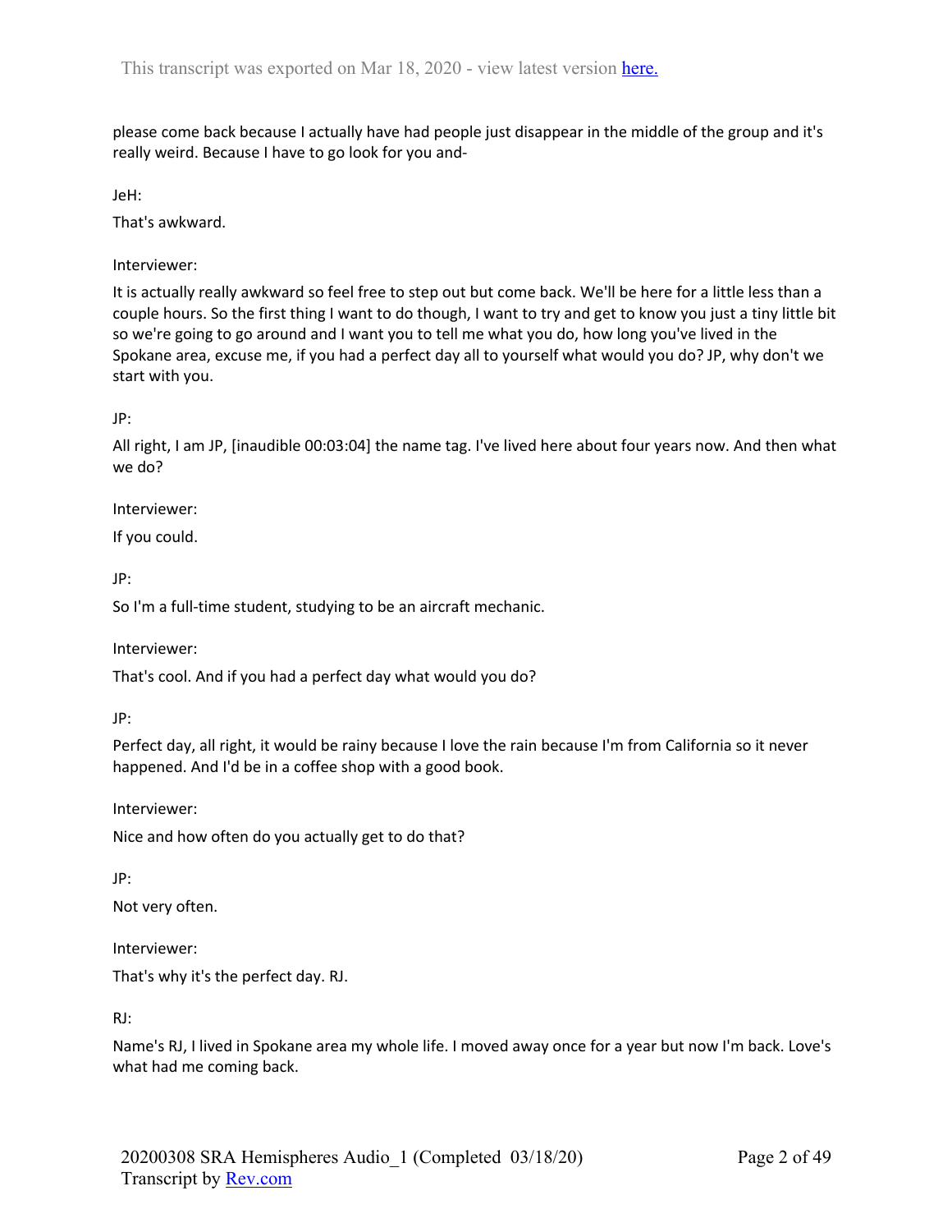please come back because I actually have had people just disappear in the middle of the group and it's really weird. Because I have to go look for you and-

JeH:

That's awkward.

Interviewer:

It is actually really awkward so feel free to step out but come back. We'll be here for a little less than a couple hours. So the first thing I want to do though, I want to try and get to know you just a tiny little bit so we're going to go around and I want you to tell me what you do, how long you've lived in the Spokane area, excuse me, if you had a perfect day all to yourself what would you do? JP, why don't we start with you.

JP:

All right, I am JP, [inaudible 00:03:04] the name tag. I've lived here about four years now. And then what we do?

Interviewer:

If you could.

JP:

So I'm a full-time student, studying to be an aircraft mechanic.

Interviewer:

That's cool. And if you had a perfect day what would you do?

JP:

Perfect day, all right, it would be rainy because I love the rain because I'm from California so it never happened. And I'd be in a coffee shop with a good book.

Interviewer:

Nice and how often do you actually get to do that?

JP:

Not very often.

Interviewer:

That's why it's the perfect day. RJ.

RJ:

Name's RJ, I lived in Spokane area my whole life. I moved away once for a year but now I'm back. Love's what had me coming back.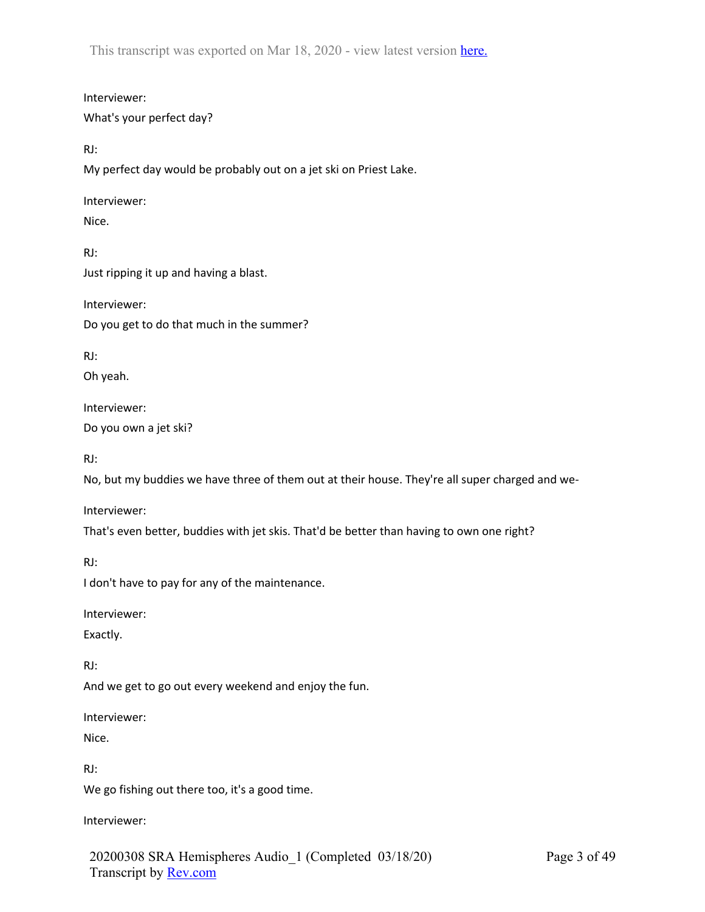Interviewer:

What's your perfect day?

RJ:

My perfect day would be probably out on a jet ski on Priest Lake.

Interviewer:

Nice.

RJ:

Just ripping it up and having a blast.

Interviewer:

Do you get to do that much in the summer?

RJ:

Oh yeah.

Interviewer:

Do you own a jet ski?

RJ:

No, but my buddies we have three of them out at their house. They're all super charged and we-

Interviewer:

That's even better, buddies with jet skis. That'd be better than having to own one right?

RJ:

I don't have to pay for any of the maintenance.

Interviewer:

Exactly.

RJ:

And we get to go out every weekend and enjoy the fun.

Interviewer:

Nice.

RJ:

We go fishing out there too, it's a good time.

Interviewer: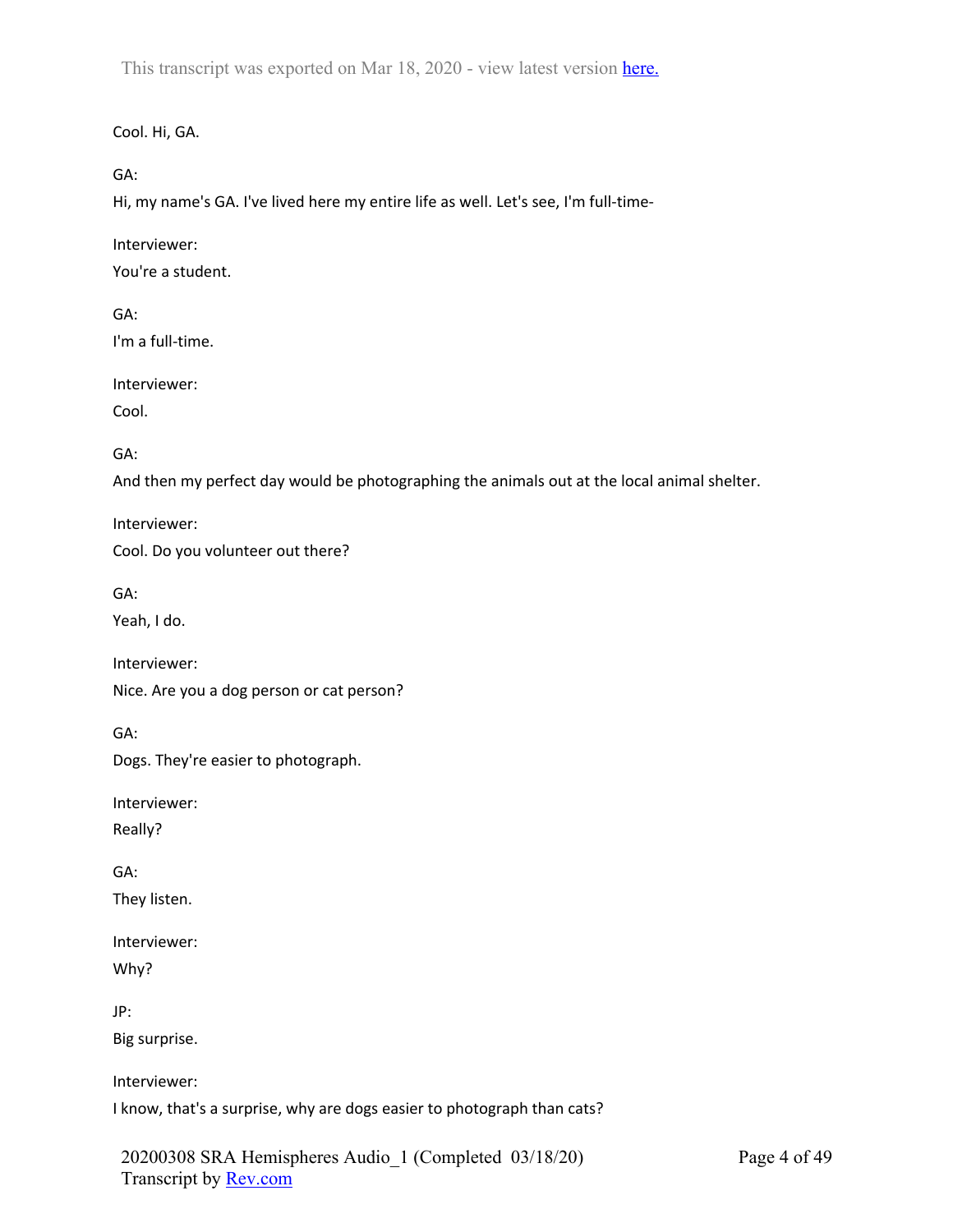Cool. Hi, GA.

GA:

Hi, my name's GA. I've lived here my entire life as well. Let's see, I'm full-time-

Interviewer:

You're a student.

GA:

I'm a full-time.

Interviewer:

Cool.

GA:

And then my perfect day would be photographing the animals out at the local animal shelter.

Interviewer:

Cool. Do you volunteer out there?

GA:

Yeah, I do.

Interviewer:

Nice. Are you a dog person or cat person?

GA:

Dogs. They're easier to photograph.

Interviewer:

Really?

GA:

They listen.

Interviewer:

Why?

JP:

Big surprise.

Interviewer:

I know, that's a surprise, why are dogs easier to photograph than cats?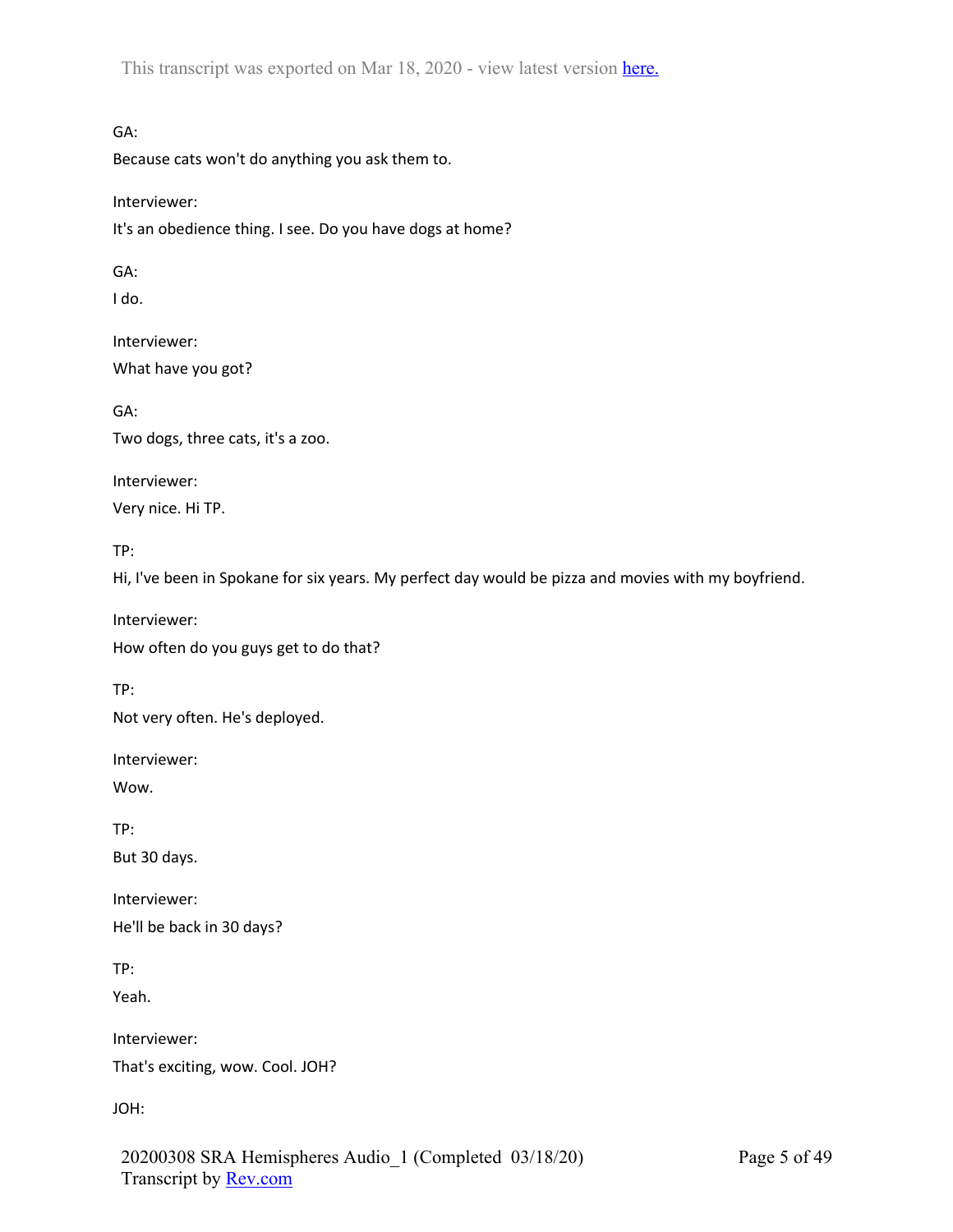GA:

Because cats won't do anything you ask them to.

Interviewer:

It's an obedience thing. I see. Do you have dogs at home?

GA:

I do.

Interviewer:

What have you got?

GA:

Two dogs, three cats, it's a zoo.

Interviewer:

Very nice. Hi TP.

TP:

Hi, I've been in Spokane for six years. My perfect day would be pizza and movies with my boyfriend.

Interviewer:

How often do you guys get to do that?

TP:

Not very often. He's deployed.

Interviewer:

Wow.

TP:

But 30 days.

Interviewer:

He'll be back in 30 days?

TP:

Yeah.

Interviewer:

That's exciting, wow. Cool. JOH?

JOH: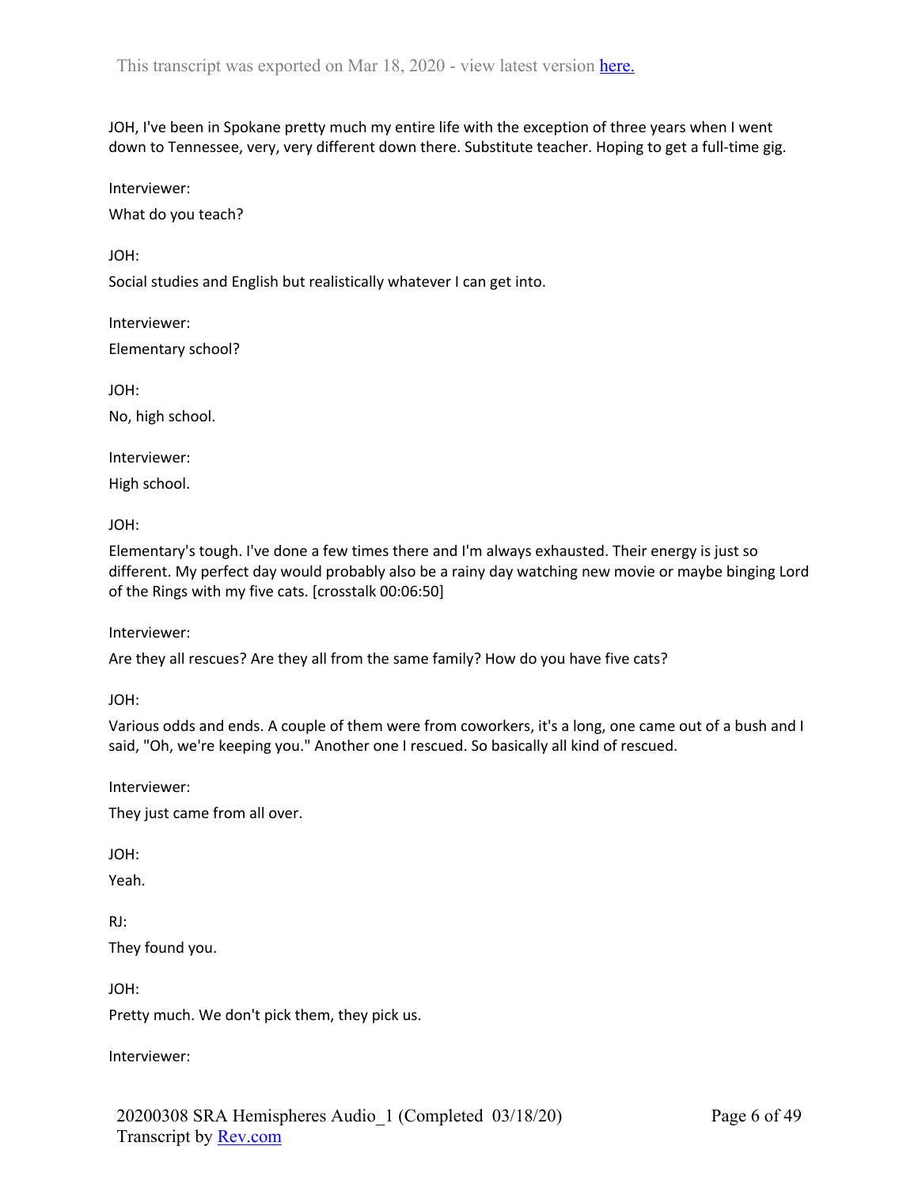JOH, I've been in Spokane pretty much my entire life with the exception of three years when I went down to Tennessee, very, very different down there. Substitute teacher. Hoping to get a full-time gig.

Interviewer:

What do you teach?

JOH:

Social studies and English but realistically whatever I can get into.

Interviewer:

Elementary school?

JOH:

No, high school.

Interviewer:

High school.

JOH:

Elementary's tough. I've done a few times there and I'm always exhausted. Their energy is just so different. My perfect day would probably also be a rainy day watching new movie or maybe binging Lord of the Rings with my five cats. [crosstalk 00:06:50]

Interviewer:

Are they all rescues? Are they all from the same family? How do you have five cats?

JOH:

Various odds and ends. A couple of them were from coworkers, it's a long, one came out of a bush and I said, "Oh, we're keeping you." Another one I rescued. So basically all kind of rescued.

Interviewer:

They just came from all over.

JOH:

Yeah.

RJ:

They found you.

JOH:

Pretty much. We don't pick them, they pick us.

Interviewer: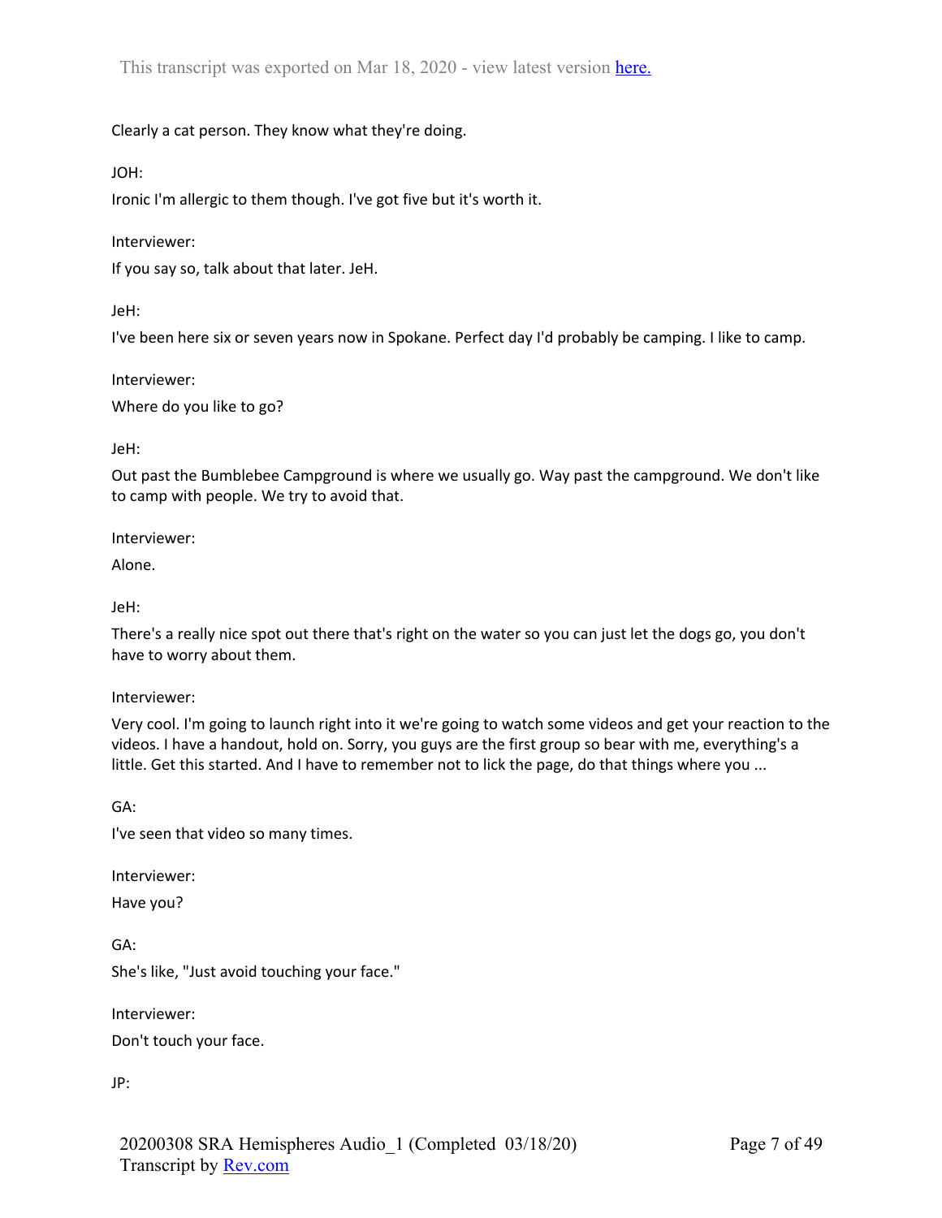Clearly a cat person. They know what they're doing.

JOH:

Ironic I'm allergic to them though. I've got five but it's worth it.

Interviewer:

If you say so, talk about that later. JeH.

JeH:

I've been here six or seven years now in Spokane. Perfect day I'd probably be camping. I like to camp.

Interviewer:

Where do you like to go?

JeH:

Out past the Bumblebee Campground is where we usually go. Way past the campground. We don't like to camp with people. We try to avoid that.

Interviewer:

Alone.

JeH:

There's a really nice spot out there that's right on the water so you can just let the dogs go, you don't have to worry about them.

Interviewer:

Very cool. I'm going to launch right into it we're going to watch some videos and get your reaction to the videos. I have a handout, hold on. Sorry, you guys are the first group so bear with me, everything's a little. Get this started. And I have to remember not to lick the page, do that things where you ...

GA:

I've seen that video so many times.

Interviewer:

Have you?

GA:

She's like, "Just avoid touching your face."

Interviewer:

Don't touch your face.

JP: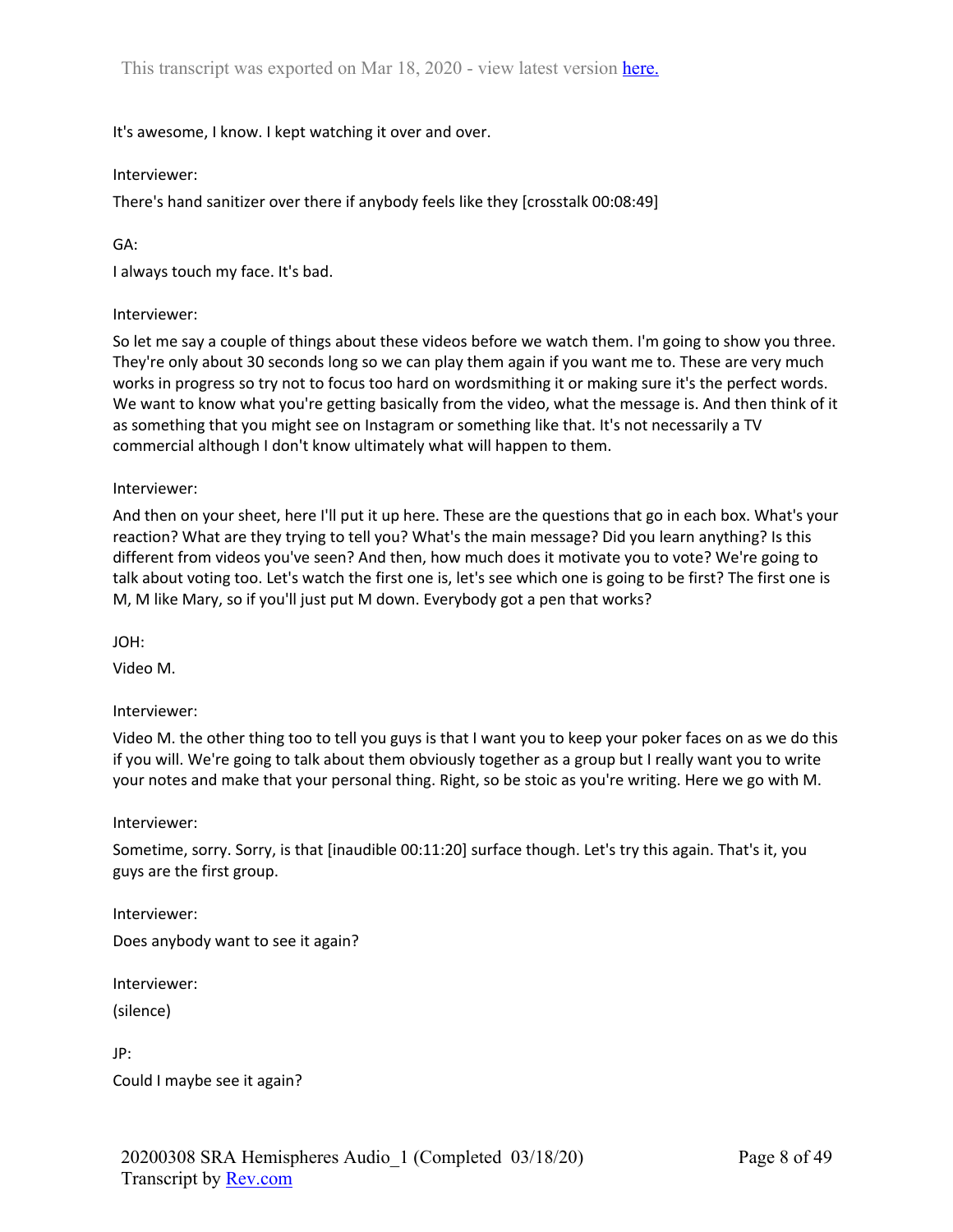It's awesome, I know. I kept watching it over and over.

Interviewer:

There's hand sanitizer over there if anybody feels like they [crosstalk 00:08:49]

GA:

I always touch my face. It's bad.

Interviewer:

So let me say a couple of things about these videos before we watch them. I'm going to show you three. They're only about 30 seconds long so we can play them again if you want me to. These are very much works in progress so try not to focus too hard on wordsmithing it or making sure it's the perfect words. We want to know what you're getting basically from the video, what the message is. And then think of it as something that you might see on Instagram or something like that. It's not necessarily a TV commercial although I don't know ultimately what will happen to them.

Interviewer:

And then on your sheet, here I'll put it up here. These are the questions that go in each box. What's your reaction? What are they trying to tell you? What's the main message? Did you learn anything? Is this different from videos you've seen? And then, how much does it motivate you to vote? We're going to talk about voting too. Let's watch the first one is, let's see which one is going to be first? The first one is M, M like Mary, so if you'll just put M down. Everybody got a pen that works?

JOH:

Video M.

Interviewer:

Video M. the other thing too to tell you guys is that I want you to keep your poker faces on as we do this if you will. We're going to talk about them obviously together as a group but I really want you to write your notes and make that your personal thing. Right, so be stoic as you're writing. Here we go with M.

Interviewer:

Sometime, sorry. Sorry, is that [inaudible 00:11:20] surface though. Let's try this again. That's it, you guys are the first group.

Interviewer:

Does anybody want to see it again?

Interviewer:

(silence)

JP:

Could I maybe see it again?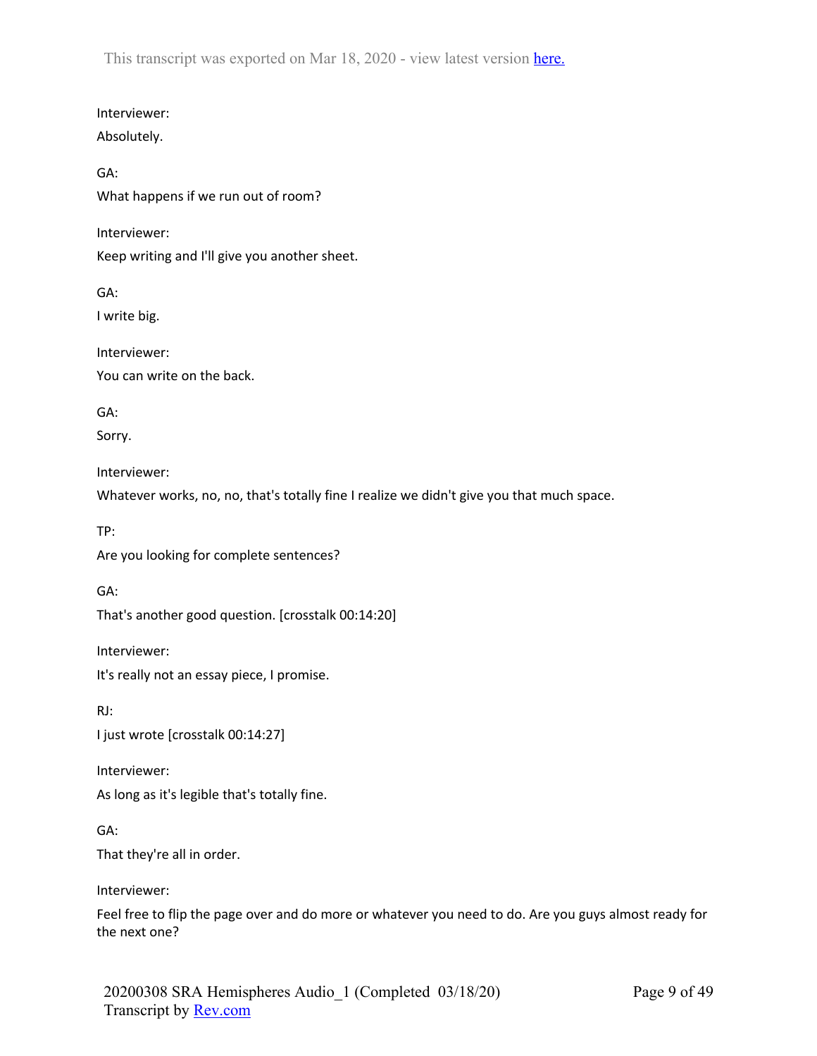Interviewer:

Absolutely.

GA:

What happens if we run out of room?

Interviewer:

Keep writing and I'll give you another sheet.

GA:

I write big.

Interviewer:

You can write on the back.

GA:

Sorry.

Interviewer:

Whatever works, no, no, that's totally fine I realize we didn't give you that much space.

TP:

Are you looking for complete sentences?

GA:

That's another good question. [crosstalk 00:14:20]

Interviewer:

It's really not an essay piece, I promise.

RJ:

I just wrote [crosstalk 00:14:27]

Interviewer:

As long as it's legible that's totally fine.

GA:

That they're all in order.

Interviewer:

Feel free to flip the page over and do more or whatever you need to do. Are you guys almost ready for the next one?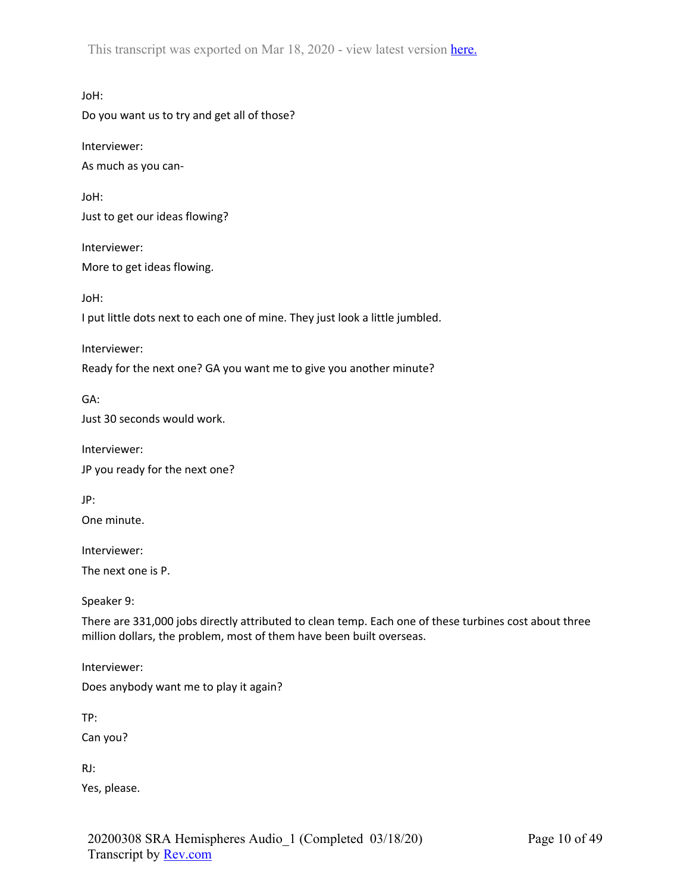JoH:

Do you want us to try and get all of those?

Interviewer:

As much as you can-

JoH:

Just to get our ideas flowing?

Interviewer:

More to get ideas flowing.

JoH:

I put little dots next to each one of mine. They just look a little jumbled.

Interviewer:

Ready for the next one? GA you want me to give you another minute?

GA:

Just 30 seconds would work.

Interviewer:

JP you ready for the next one?

JP:

One minute.

Interviewer:

The next one is P.

Speaker 9:

There are 331,000 jobs directly attributed to clean temp. Each one of these turbines cost about three million dollars, the problem, most of them have been built overseas.

Interviewer:

Does anybody want me to play it again?

TP:

Can you?

RJ:

Yes, please.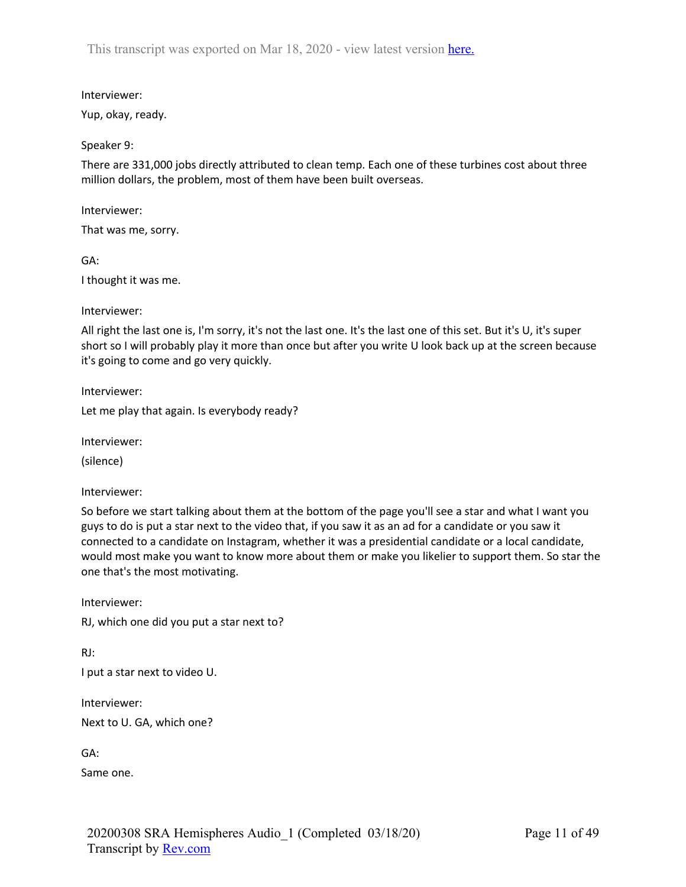Interviewer:

Yup, okay, ready.

Speaker 9:

There are 331,000 jobs directly attributed to clean temp. Each one of these turbines cost about three million dollars, the problem, most of them have been built overseas.

Interviewer:

That was me, sorry.

GA:

I thought it was me.

Interviewer:

All right the last one is, I'm sorry, it's not the last one. It's the last one of this set. But it's U, it's super short so I will probably play it more than once but after you write U look back up at the screen because it's going to come and go very quickly.

Interviewer:

Let me play that again. Is everybody ready?

Interviewer:

(silence)

Interviewer:

So before we start talking about them at the bottom of the page you'll see a star and what I want you guys to do is put a star next to the video that, if you saw it as an ad for a candidate or you saw it connected to a candidate on Instagram, whether it was a presidential candidate or a local candidate, would most make you want to know more about them or make you likelier to support them. So star the one that's the most motivating.

Interviewer:

RJ, which one did you put a star next to?

RJ:

I put a star next to video U.

Interviewer:

Next to U. GA, which one?

GA:

Same one.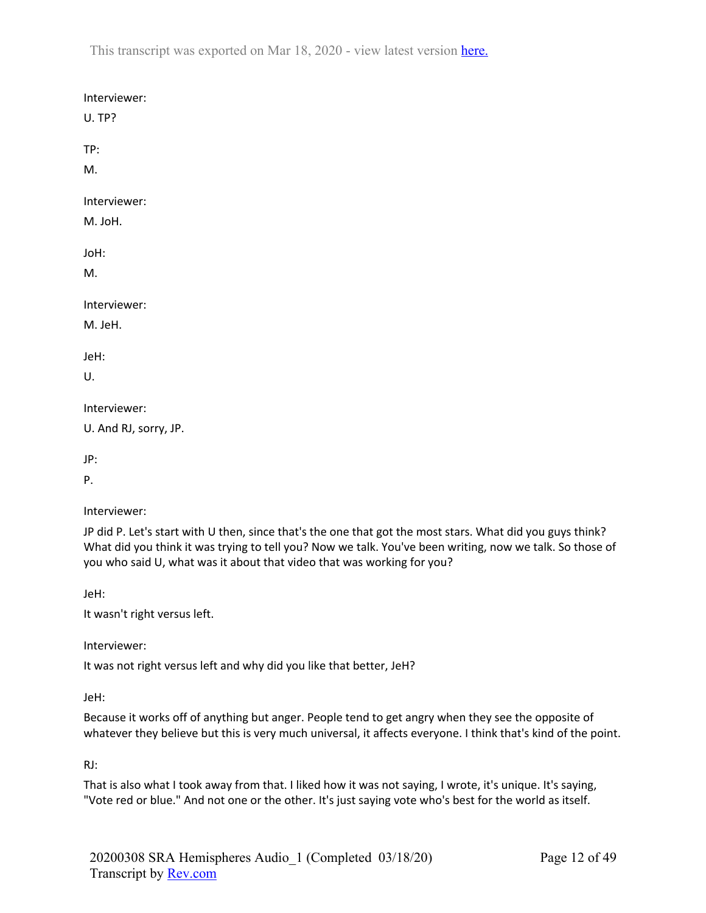Interviewer:

U. TP?

TP:

M.

Interviewer:

M. JoH.

JoH:

M.

Interviewer:

M. JeH.

JeH:

U.

Interviewer:

U. And RJ, sorry, JP.

JP:

P.

Interviewer:

JP did P. Let's start with U then, since that's the one that got the most stars. What did you guys think? What did you think it was trying to tell you? Now we talk. You've been writing, now we talk. So those of you who said U, what was it about that video that was working for you?

JeH:

It wasn't right versus left.

Interviewer:

It was not right versus left and why did you like that better, JeH?

JeH:

Because it works off of anything but anger. People tend to get angry when they see the opposite of whatever they believe but this is very much universal, it affects everyone. I think that's kind of the point.

RJ:

That is also what I took away from that. I liked how it was not saying, I wrote, it's unique. It's saying, "Vote red or blue." And not one or the other. It's just saying vote who's best for the world as itself.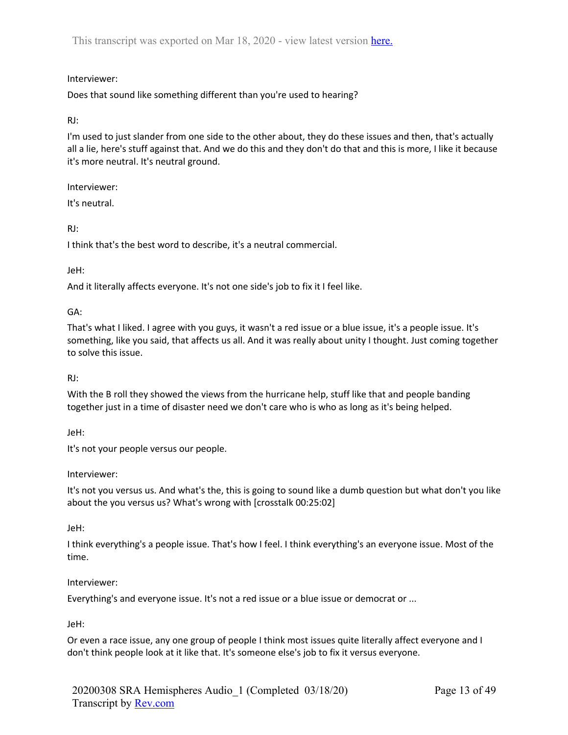Interviewer:

Does that sound like something different than you're used to hearing?

RJ:

I'm used to just slander from one side to the other about, they do these issues and then, that's actually all a lie, here's stuff against that. And we do this and they don't do that and this is more, I like it because it's more neutral. It's neutral ground.

Interviewer:

It's neutral.

RJ:

I think that's the best word to describe, it's a neutral commercial.

JeH:

And it literally affects everyone. It's not one side's job to fix it I feel like.

GA:

That's what I liked. I agree with you guys, it wasn't a red issue or a blue issue, it's a people issue. It's something, like you said, that affects us all. And it was really about unity I thought. Just coming together to solve this issue.

RJ:

With the B roll they showed the views from the hurricane help, stuff like that and people banding together just in a time of disaster need we don't care who is who as long as it's being helped.

JeH:

It's not your people versus our people.

Interviewer:

It's not you versus us. And what's the, this is going to sound like a dumb question but what don't you like about the you versus us? What's wrong with [crosstalk 00:25:02]

JeH:

I think everything's a people issue. That's how I feel. I think everything's an everyone issue. Most of the time.

Interviewer:

Everything's and everyone issue. It's not a red issue or a blue issue or democrat or ...

JeH:

Or even a race issue, any one group of people I think most issues quite literally affect everyone and I don't think people look at it like that. It's someone else's job to fix it versus everyone.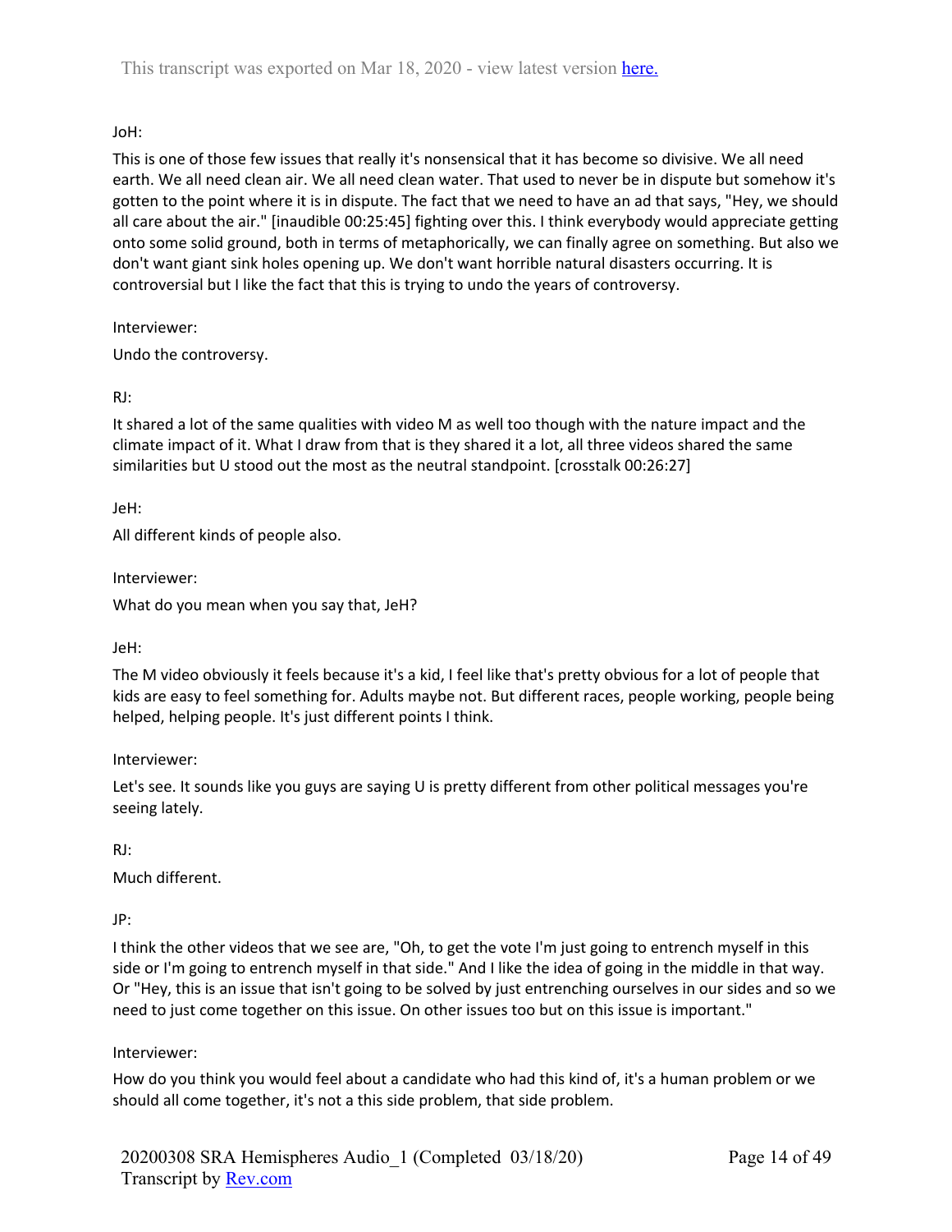JoH:

This is one of those few issues that really it's nonsensical that it has become so divisive. We all need earth. We all need clean air. We all need clean water. That used to never be in dispute but somehow it's gotten to the point where it is in dispute. The fact that we need to have an ad that says, "Hey, we should all care about the air." [inaudible 00:25:45] fighting over this. I think everybody would appreciate getting onto some solid ground, both in terms of metaphorically, we can finally agree on something. But also we don't want giant sink holes opening up. We don't want horrible natural disasters occurring. It is controversial but I like the fact that this is trying to undo the years of controversy.

Interviewer:

Undo the controversy.

RJ:

It shared a lot of the same qualities with video M as well too though with the nature impact and the climate impact of it. What I draw from that is they shared it a lot, all three videos shared the same similarities but U stood out the most as the neutral standpoint. [crosstalk 00:26:27]

JeH:

All different kinds of people also.

Interviewer:

What do you mean when you say that, JeH?

JeH:

The M video obviously it feels because it's a kid, I feel like that's pretty obvious for a lot of people that kids are easy to feel something for. Adults maybe not. But different races, people working, people being helped, helping people. It's just different points I think.

Interviewer:

Let's see. It sounds like you guys are saying U is pretty different from other political messages you're seeing lately.

RJ:

Much different.

JP:

I think the other videos that we see are, "Oh, to get the vote I'm just going to entrench myself in this side or I'm going to entrench myself in that side." And I like the idea of going in the middle in that way. Or "Hey, this is an issue that isn't going to be solved by just entrenching ourselves in our sides and so we need to just come together on this issue. On other issues too but on this issue is important."

Interviewer:

How do you think you would feel about a candidate who had this kind of, it's a human problem or we should all come together, it's not a this side problem, that side problem.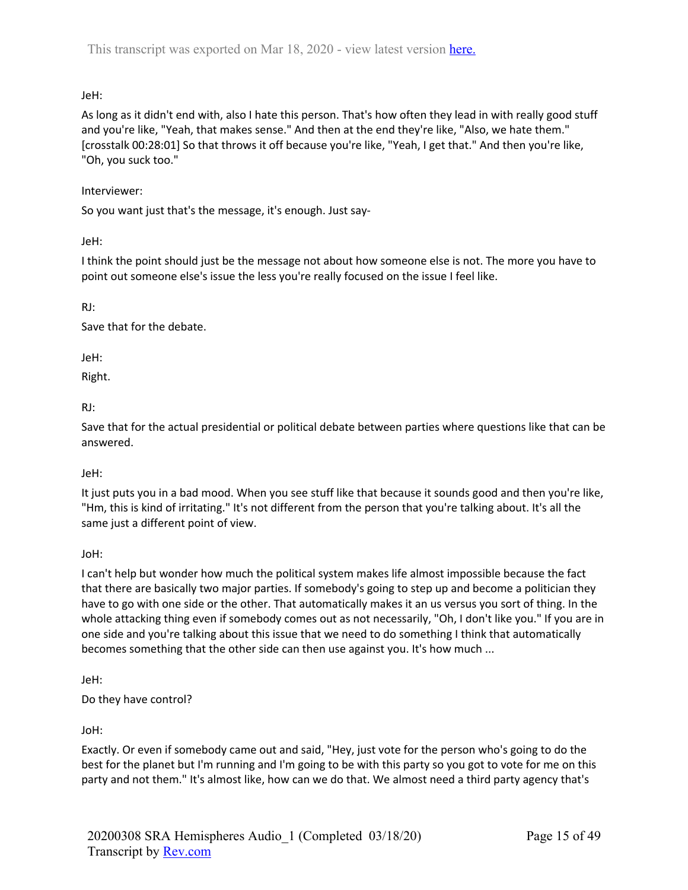JeH:

As long as it didn't end with, also I hate this person. That's how often they lead in with really good stuff and you're like, "Yeah, that makes sense." And then at the end they're like, "Also, we hate them." [crosstalk 00:28:01] So that throws it off because you're like, "Yeah, I get that." And then you're like, "Oh, you suck too."

Interviewer:

So you want just that's the message, it's enough. Just say-

JeH:

I think the point should just be the message not about how someone else is not. The more you have to point out someone else's issue the less you're really focused on the issue I feel like.

RJ:

Save that for the debate.

JeH:

Right.

RJ:

Save that for the actual presidential or political debate between parties where questions like that can be answered.

JeH:

It just puts you in a bad mood. When you see stuff like that because it sounds good and then you're like, "Hm, this is kind of irritating." It's not different from the person that you're talking about. It's all the same just a different point of view.

JoH:

I can't help but wonder how much the political system makes life almost impossible because the fact that there are basically two major parties. If somebody's going to step up and become a politician they have to go with one side or the other. That automatically makes it an us versus you sort of thing. In the whole attacking thing even if somebody comes out as not necessarily, "Oh, I don't like you." If you are in one side and you're talking about this issue that we need to do something I think that automatically becomes something that the other side can then use against you. It's how much ...

JeH:

Do they have control?

JoH:

Exactly. Or even if somebody came out and said, "Hey, just vote for the person who's going to do the best for the planet but I'm running and I'm going to be with this party so you got to vote for me on this party and not them." It's almost like, how can we do that. We almost need a third party agency that's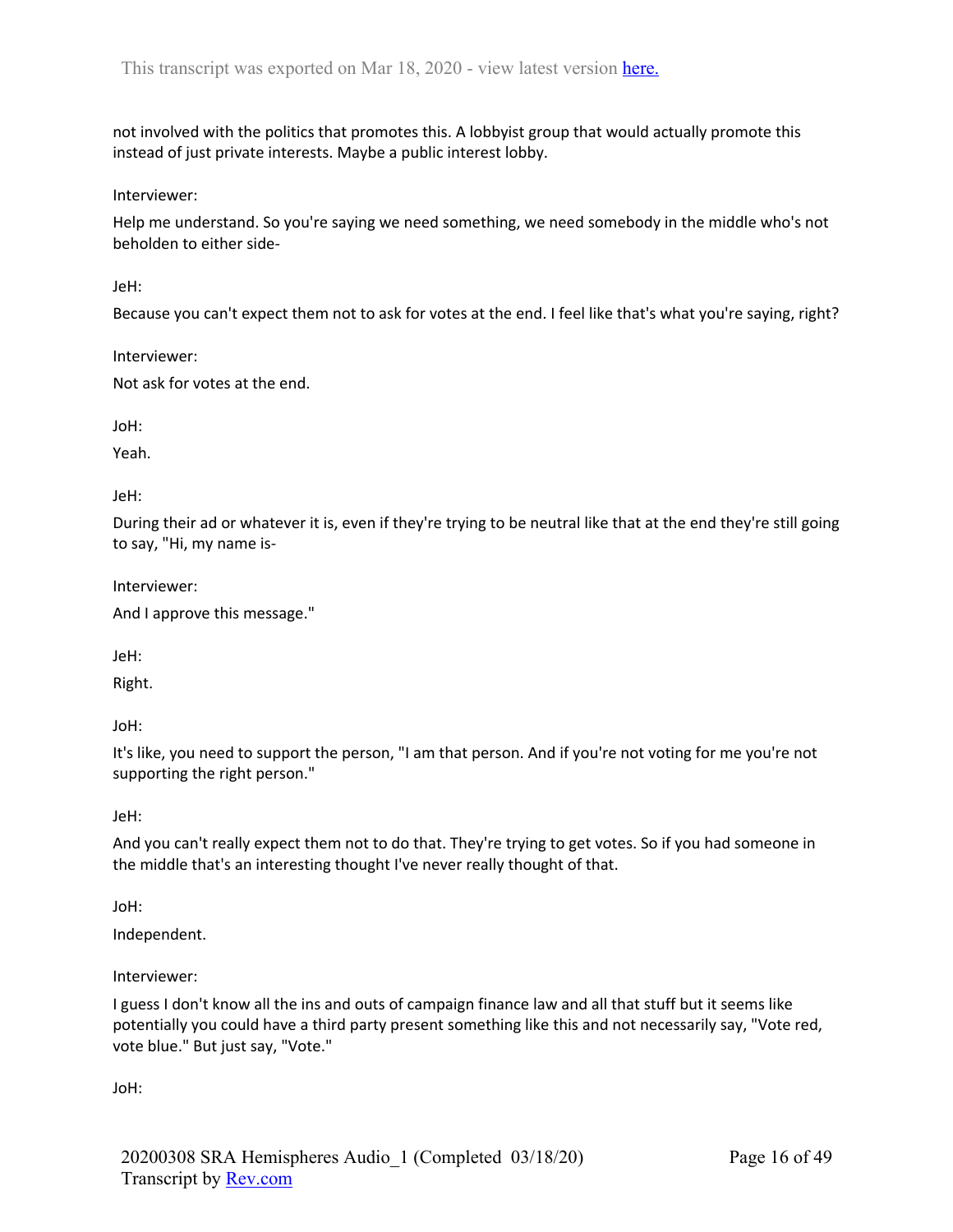not involved with the politics that promotes this. A lobbyist group that would actually promote this instead of just private interests. Maybe a public interest lobby.

Interviewer:

Help me understand. So you're saying we need something, we need somebody in the middle who's not beholden to either side-

JeH:

Because you can't expect them not to ask for votes at the end. I feel like that's what you're saying, right?

Interviewer:

Not ask for votes at the end.

JoH:

Yeah.

JeH:

During their ad or whatever it is, even if they're trying to be neutral like that at the end they're still going to say, "Hi, my name is-

Interviewer:

And I approve this message."

JeH:

Right.

JoH:

It's like, you need to support the person, "I am that person. And if you're not voting for me you're not supporting the right person."

JeH:

And you can't really expect them not to do that. They're trying to get votes. So if you had someone in the middle that's an interesting thought I've never really thought of that.

JoH:

Independent.

Interviewer:

I guess I don't know all the ins and outs of campaign finance law and all that stuff but it seems like potentially you could have a third party present something like this and not necessarily say, "Vote red, vote blue." But just say, "Vote."

JoH: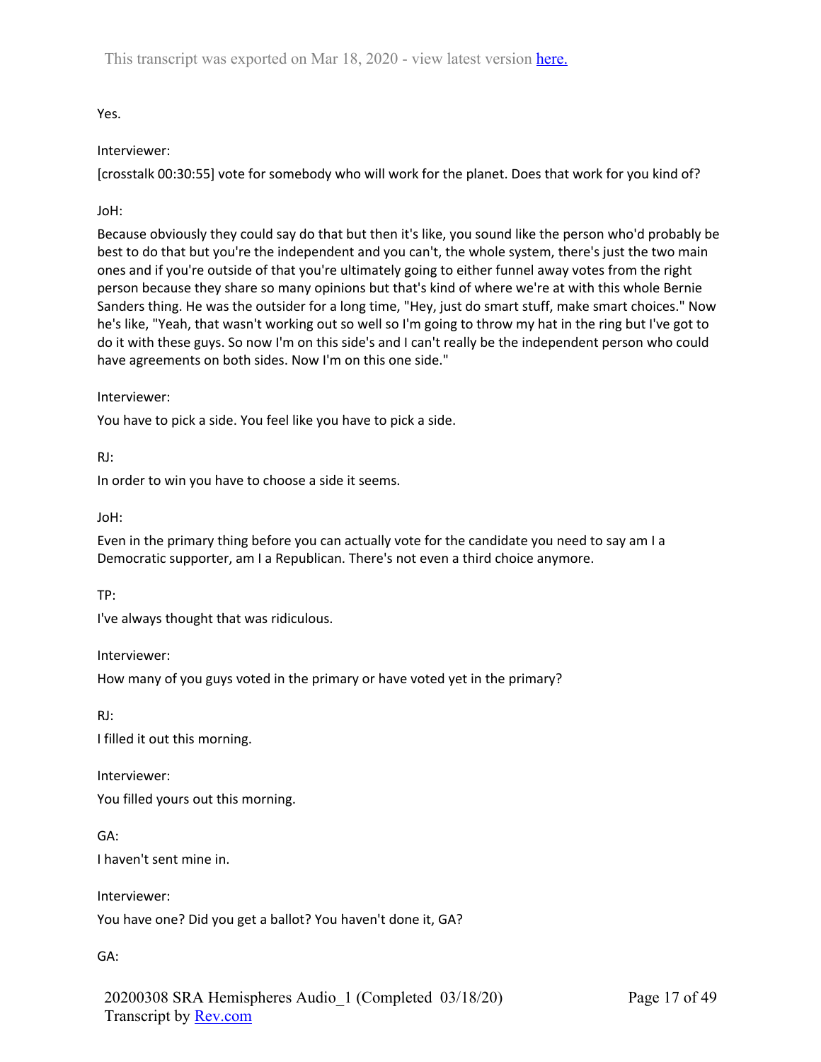Yes.

Interviewer:

[crosstalk 00:30:55] vote for somebody who will work for the planet. Does that work for you kind of?

JoH:

Because obviously they could say do that but then it's like, you sound like the person who'd probably be best to do that but you're the independent and you can't, the whole system, there's just the two main ones and if you're outside of that you're ultimately going to either funnel away votes from the right person because they share so many opinions but that's kind of where we're at with this whole Bernie Sanders thing. He was the outsider for a long time, "Hey, just do smart stuff, make smart choices." Now he's like, "Yeah, that wasn't working out so well so I'm going to throw my hat in the ring but I've got to do it with these guys. So now I'm on this side's and I can't really be the independent person who could have agreements on both sides. Now I'm on this one side."

Interviewer:

You have to pick a side. You feel like you have to pick a side.

RJ:

In order to win you have to choose a side it seems.

JoH:

Even in the primary thing before you can actually vote for the candidate you need to say am I a Democratic supporter, am I a Republican. There's not even a third choice anymore.

TP:

I've always thought that was ridiculous.

Interviewer:

How many of you guys voted in the primary or have voted yet in the primary?

RJ:

I filled it out this morning.

Interviewer:

You filled yours out this morning.

GA:

I haven't sent mine in.

Interviewer:

You have one? Did you get a ballot? You haven't done it, GA?

GA: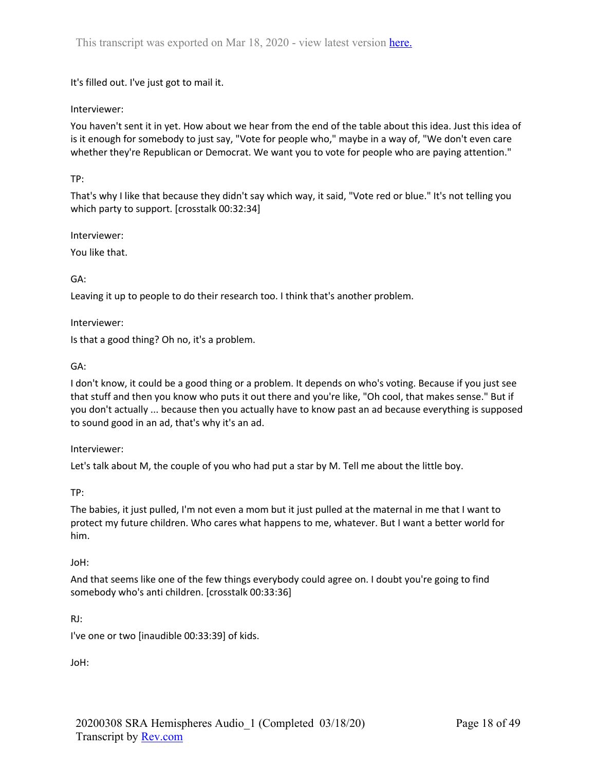It's filled out. I've just got to mail it.

Interviewer:

You haven't sent it in yet. How about we hear from the end of the table about this idea. Just this idea of is it enough for somebody to just say, "Vote for people who," maybe in a way of, "We don't even care whether they're Republican or Democrat. We want you to vote for people who are paying attention."

TP:

That's why I like that because they didn't say which way, it said, "Vote red or blue." It's not telling you which party to support. [crosstalk 00:32:34]

Interviewer:

You like that.

GA:

Leaving it up to people to do their research too. I think that's another problem.

Interviewer:

Is that a good thing? Oh no, it's a problem.

GA:

I don't know, it could be a good thing or a problem. It depends on who's voting. Because if you just see that stuff and then you know who puts it out there and you're like, "Oh cool, that makes sense." But if you don't actually ... because then you actually have to know past an ad because everything is supposed to sound good in an ad, that's why it's an ad.

Interviewer:

Let's talk about M, the couple of you who had put a star by M. Tell me about the little boy.

TP:

The babies, it just pulled, I'm not even a mom but it just pulled at the maternal in me that I want to protect my future children. Who cares what happens to me, whatever. But I want a better world for him.

JoH:

And that seems like one of the few things everybody could agree on. I doubt you're going to find somebody who's anti children. [crosstalk 00:33:36]

RJ:

I've one or two [inaudible 00:33:39] of kids.

JoH: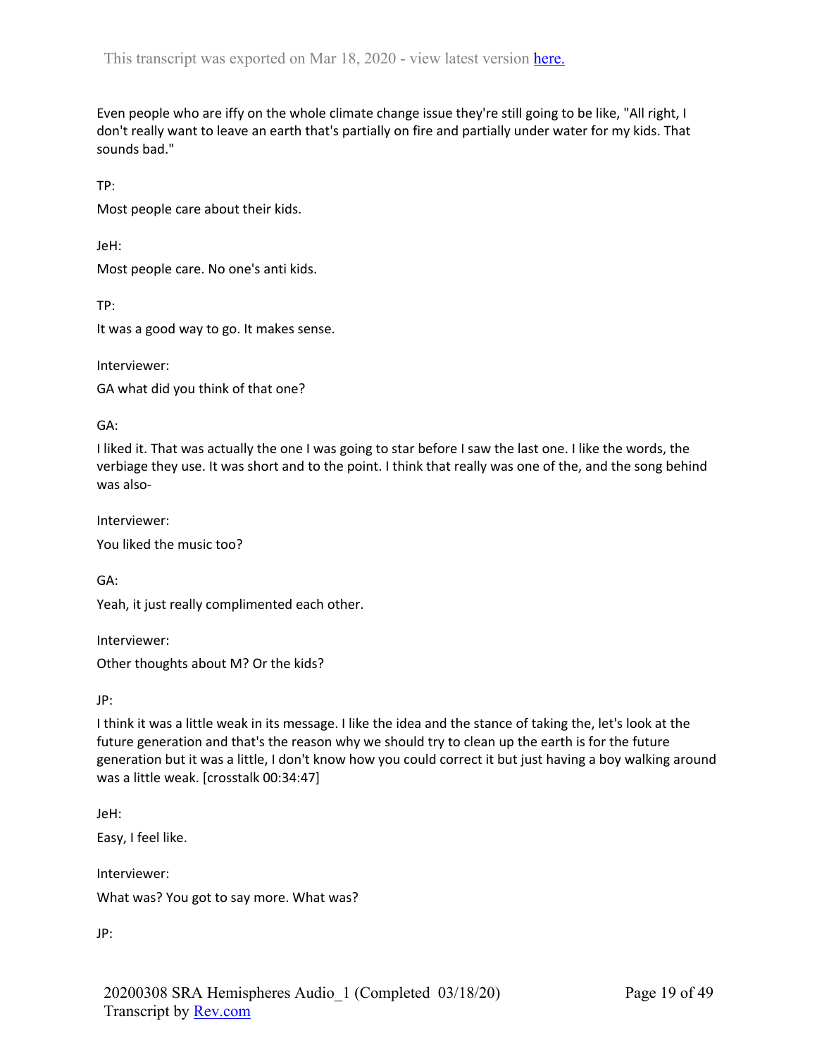Even people who are iffy on the whole climate change issue they're still going to be like, "All right, I don't really want to leave an earth that's partially on fire and partially under water for my kids. That sounds bad."

TP:

Most people care about their kids.

JeH:

Most people care. No one's anti kids.

TP:

It was a good way to go. It makes sense.

Interviewer:

GA what did you think of that one?

GA:

I liked it. That was actually the one I was going to star before I saw the last one. I like the words, the verbiage they use. It was short and to the point. I think that really was one of the, and the song behind was also-

Interviewer:

You liked the music too?

GA:

Yeah, it just really complimented each other.

Interviewer:

Other thoughts about M? Or the kids?

JP:

I think it was a little weak in its message. I like the idea and the stance of taking the, let's look at the future generation and that's the reason why we should try to clean up the earth is for the future generation but it was a little, I don't know how you could correct it but just having a boy walking around was a little weak. [crosstalk 00:34:47]

JeH:

Easy, I feel like.

Interviewer:

What was? You got to say more. What was?

JP: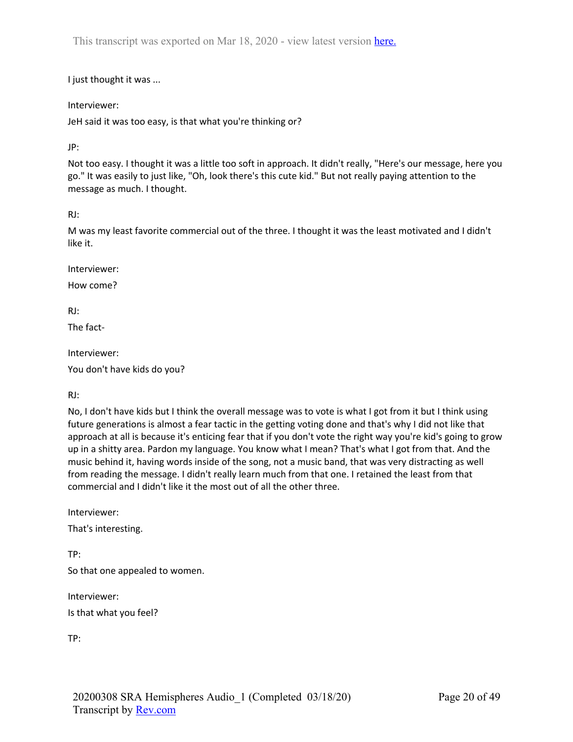I just thought it was ...

Interviewer:

JeH said it was too easy, is that what you're thinking or?

JP:

Not too easy. I thought it was a little too soft in approach. It didn't really, "Here's our message, here you go." It was easily to just like, "Oh, look there's this cute kid." But not really paying attention to the message as much. I thought.

RJ:

M was my least favorite commercial out of the three. I thought it was the least motivated and I didn't like it.

Interviewer:

How come?

RJ:

The fact-

Interviewer:

You don't have kids do you?

RJ:

No, I don't have kids but I think the overall message was to vote is what I got from it but I think using future generations is almost a fear tactic in the getting voting done and that's why I did not like that approach at all is because it's enticing fear that if you don't vote the right way you're kid's going to grow up in a shitty area. Pardon my language. You know what I mean? That's what I got from that. And the music behind it, having words inside of the song, not a music band, that was very distracting as well from reading the message. I didn't really learn much from that one. I retained the least from that commercial and I didn't like it the most out of all the other three.

Interviewer:

That's interesting.

TP:

So that one appealed to women.

Interviewer:

Is that what you feel?

TP: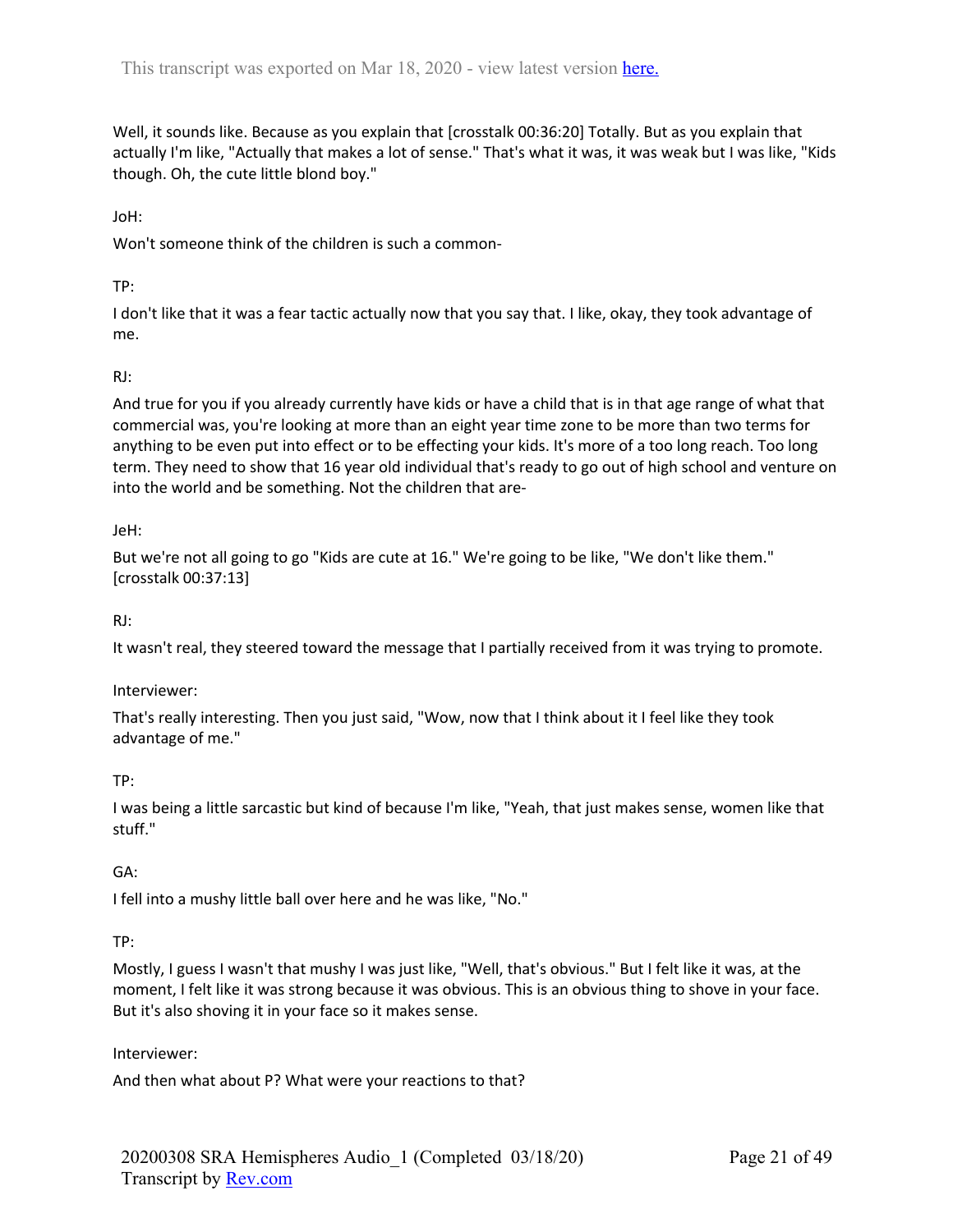Well, it sounds like. Because as you explain that [crosstalk 00:36:20] Totally. But as you explain that actually I'm like, "Actually that makes a lot of sense." That's what it was, it was weak but I was like, "Kids though. Oh, the cute little blond boy."

JoH:

Won't someone think of the children is such a common-

TP:

I don't like that it was a fear tactic actually now that you say that. I like, okay, they took advantage of me.

RJ:

And true for you if you already currently have kids or have a child that is in that age range of what that commercial was, you're looking at more than an eight year time zone to be more than two terms for anything to be even put into effect or to be effecting your kids. It's more of a too long reach. Too long term. They need to show that 16 year old individual that's ready to go out of high school and venture on into the world and be something. Not the children that are-

JeH:

But we're not all going to go "Kids are cute at 16." We're going to be like, "We don't like them." [crosstalk 00:37:13]

RJ:

It wasn't real, they steered toward the message that I partially received from it was trying to promote.

Interviewer:

That's really interesting. Then you just said, "Wow, now that I think about it I feel like they took advantage of me."

TP:

I was being a little sarcastic but kind of because I'm like, "Yeah, that just makes sense, women like that stuff."

GA:

I fell into a mushy little ball over here and he was like, "No."

TP:

Mostly, I guess I wasn't that mushy I was just like, "Well, that's obvious." But I felt like it was, at the moment, I felt like it was strong because it was obvious. This is an obvious thing to shove in your face. But it's also shoving it in your face so it makes sense.

Interviewer:

And then what about P? What were your reactions to that?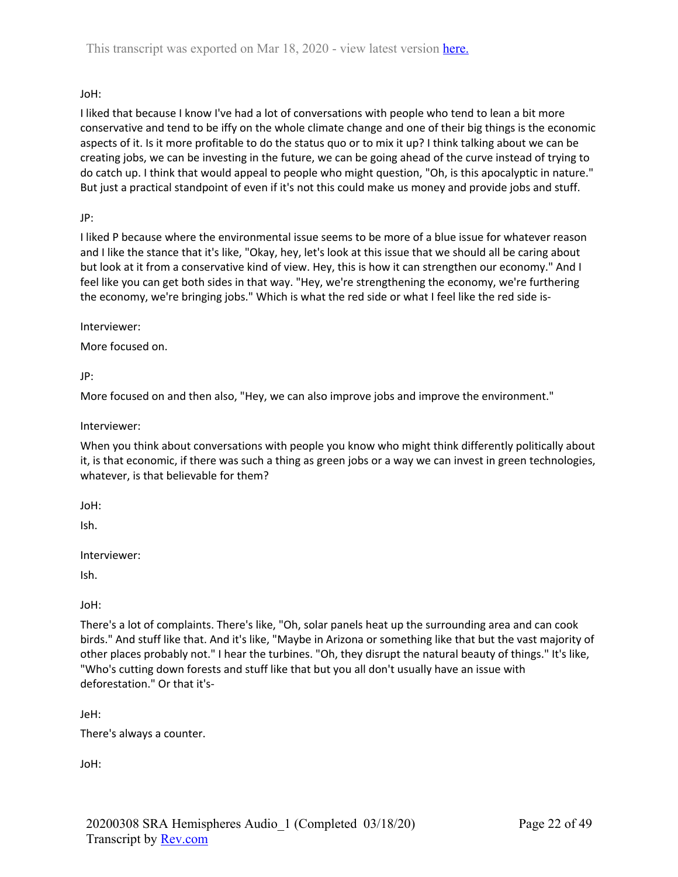JoH:

I liked that because I know I've had a lot of conversations with people who tend to lean a bit more conservative and tend to be iffy on the whole climate change and one of their big things is the economic aspects of it. Is it more profitable to do the status quo or to mix it up? I think talking about we can be creating jobs, we can be investing in the future, we can be going ahead of the curve instead of trying to do catch up. I think that would appeal to people who might question, "Oh, is this apocalyptic in nature." But just a practical standpoint of even if it's not this could make us money and provide jobs and stuff.

JP:

I liked P because where the environmental issue seems to be more of a blue issue for whatever reason and I like the stance that it's like, "Okay, hey, let's look at this issue that we should all be caring about but look at it from a conservative kind of view. Hey, this is how it can strengthen our economy." And I feel like you can get both sides in that way. "Hey, we're strengthening the economy, we're furthering the economy, we're bringing jobs." Which is what the red side or what I feel like the red side is-

Interviewer:

More focused on.

JP:

More focused on and then also, "Hey, we can also improve jobs and improve the environment."

Interviewer:

When you think about conversations with people you know who might think differently politically about it, is that economic, if there was such a thing as green jobs or a way we can invest in green technologies, whatever, is that believable for them?

JoH:

Ish.

Interviewer:

Ish.

JoH:

There's a lot of complaints. There's like, "Oh, solar panels heat up the surrounding area and can cook birds." And stuff like that. And it's like, "Maybe in Arizona or something like that but the vast majority of other places probably not." I hear the turbines. "Oh, they disrupt the natural beauty of things." It's like, "Who's cutting down forests and stuff like that but you all don't usually have an issue with deforestation." Or that it's-

JeH:

There's always a counter.

JoH: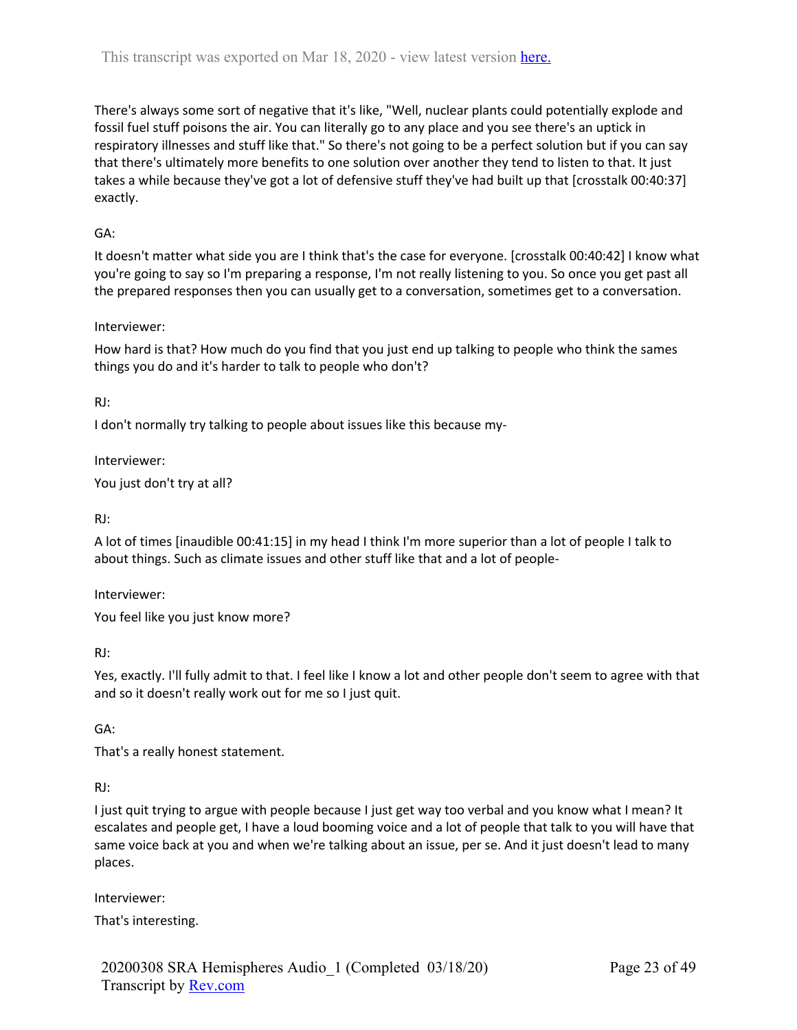There's always some sort of negative that it's like, "Well, nuclear plants could potentially explode and fossil fuel stuff poisons the air. You can literally go to any place and you see there's an uptick in respiratory illnesses and stuff like that." So there's not going to be a perfect solution but if you can say that there's ultimately more benefits to one solution over another they tend to listen to that. It just takes a while because they've got a lot of defensive stuff they've had built up that [crosstalk 00:40:37] exactly.

GA:

It doesn't matter what side you are I think that's the case for everyone. [crosstalk 00:40:42] I know what you're going to say so I'm preparing a response, I'm not really listening to you. So once you get past all the prepared responses then you can usually get to a conversation, sometimes get to a conversation.

Interviewer:

How hard is that? How much do you find that you just end up talking to people who think the sames things you do and it's harder to talk to people who don't?

RJ:

I don't normally try talking to people about issues like this because my-

Interviewer:

You just don't try at all?

RJ:

A lot of times [inaudible 00:41:15] in my head I think I'm more superior than a lot of people I talk to about things. Such as climate issues and other stuff like that and a lot of people-

Interviewer:

You feel like you just know more?

RJ:

Yes, exactly. I'll fully admit to that. I feel like I know a lot and other people don't seem to agree with that and so it doesn't really work out for me so I just quit.

GA:

That's a really honest statement.

RJ:

I just quit trying to argue with people because I just get way too verbal and you know what I mean? It escalates and people get, I have a loud booming voice and a lot of people that talk to you will have that same voice back at you and when we're talking about an issue, per se. And it just doesn't lead to many places.

Interviewer:

That's interesting.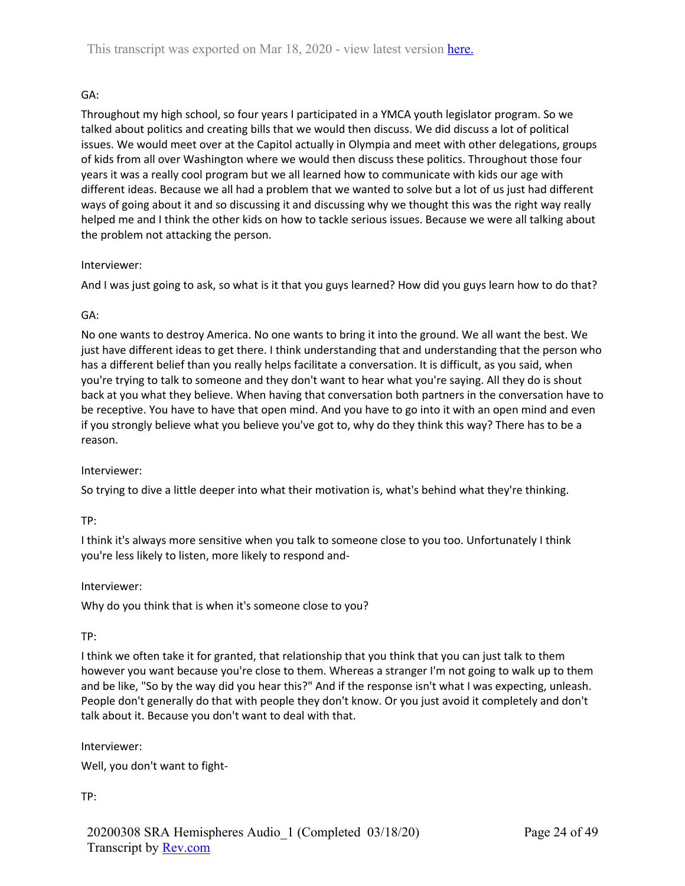GA:

Throughout my high school, so four years I participated in a YMCA youth legislator program. So we talked about politics and creating bills that we would then discuss. We did discuss a lot of political issues. We would meet over at the Capitol actually in Olympia and meet with other delegations, groups of kids from all over Washington where we would then discuss these politics. Throughout those four years it was a really cool program but we all learned how to communicate with kids our age with different ideas. Because we all had a problem that we wanted to solve but a lot of us just had different ways of going about it and so discussing it and discussing why we thought this was the right way really helped me and I think the other kids on how to tackle serious issues. Because we were all talking about the problem not attacking the person.

Interviewer:

And I was just going to ask, so what is it that you guys learned? How did you guys learn how to do that?

GA:

No one wants to destroy America. No one wants to bring it into the ground. We all want the best. We just have different ideas to get there. I think understanding that and understanding that the person who has a different belief than you really helps facilitate a conversation. It is difficult, as you said, when you're trying to talk to someone and they don't want to hear what you're saying. All they do is shout back at you what they believe. When having that conversation both partners in the conversation have to be receptive. You have to have that open mind. And you have to go into it with an open mind and even if you strongly believe what you believe you've got to, why do they think this way? There has to be a reason.

Interviewer:

So trying to dive a little deeper into what their motivation is, what's behind what they're thinking.

TP:

I think it's always more sensitive when you talk to someone close to you too. Unfortunately I think you're less likely to listen, more likely to respond and-

Interviewer:

Why do you think that is when it's someone close to you?

TP:

I think we often take it for granted, that relationship that you think that you can just talk to them however you want because you're close to them. Whereas a stranger I'm not going to walk up to them and be like, "So by the way did you hear this?" And if the response isn't what I was expecting, unleash. People don't generally do that with people they don't know. Or you just avoid it completely and don't talk about it. Because you don't want to deal with that.

Interviewer:

Well, you don't want to fight-

TP: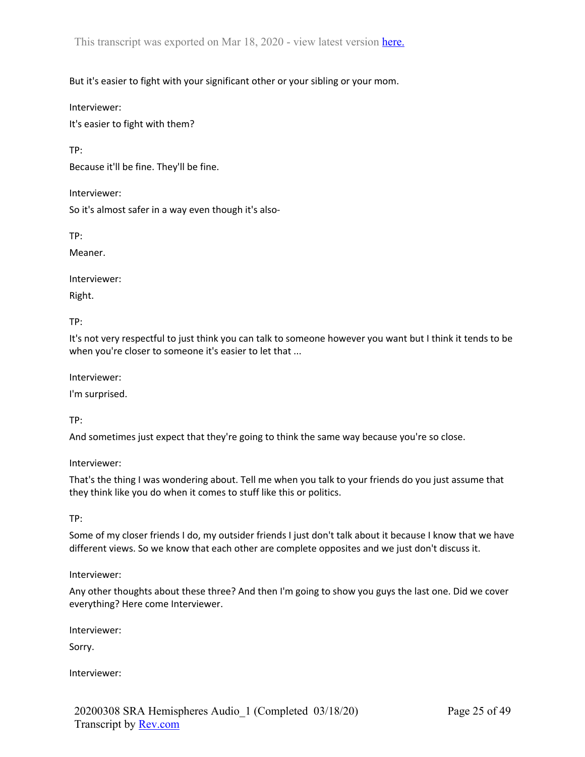But it's easier to fight with your significant other or your sibling or your mom.

Interviewer:

It's easier to fight with them?

TP:

Because it'll be fine. They'll be fine.

Interviewer:

So it's almost safer in a way even though it's also-

TP:

Meaner.

Interviewer:

Right.

TP:

It's not very respectful to just think you can talk to someone however you want but I think it tends to be when you're closer to someone it's easier to let that ...

Interviewer:

I'm surprised.

TP:

And sometimes just expect that they're going to think the same way because you're so close.

Interviewer:

That's the thing I was wondering about. Tell me when you talk to your friends do you just assume that they think like you do when it comes to stuff like this or politics.

TP:

Some of my closer friends I do, my outsider friends I just don't talk about it because I know that we have different views. So we know that each other are complete opposites and we just don't discuss it.

Interviewer:

Any other thoughts about these three? And then I'm going to show you guys the last one. Did we cover everything? Here come Interviewer.

Interviewer:

Sorry.

Interviewer: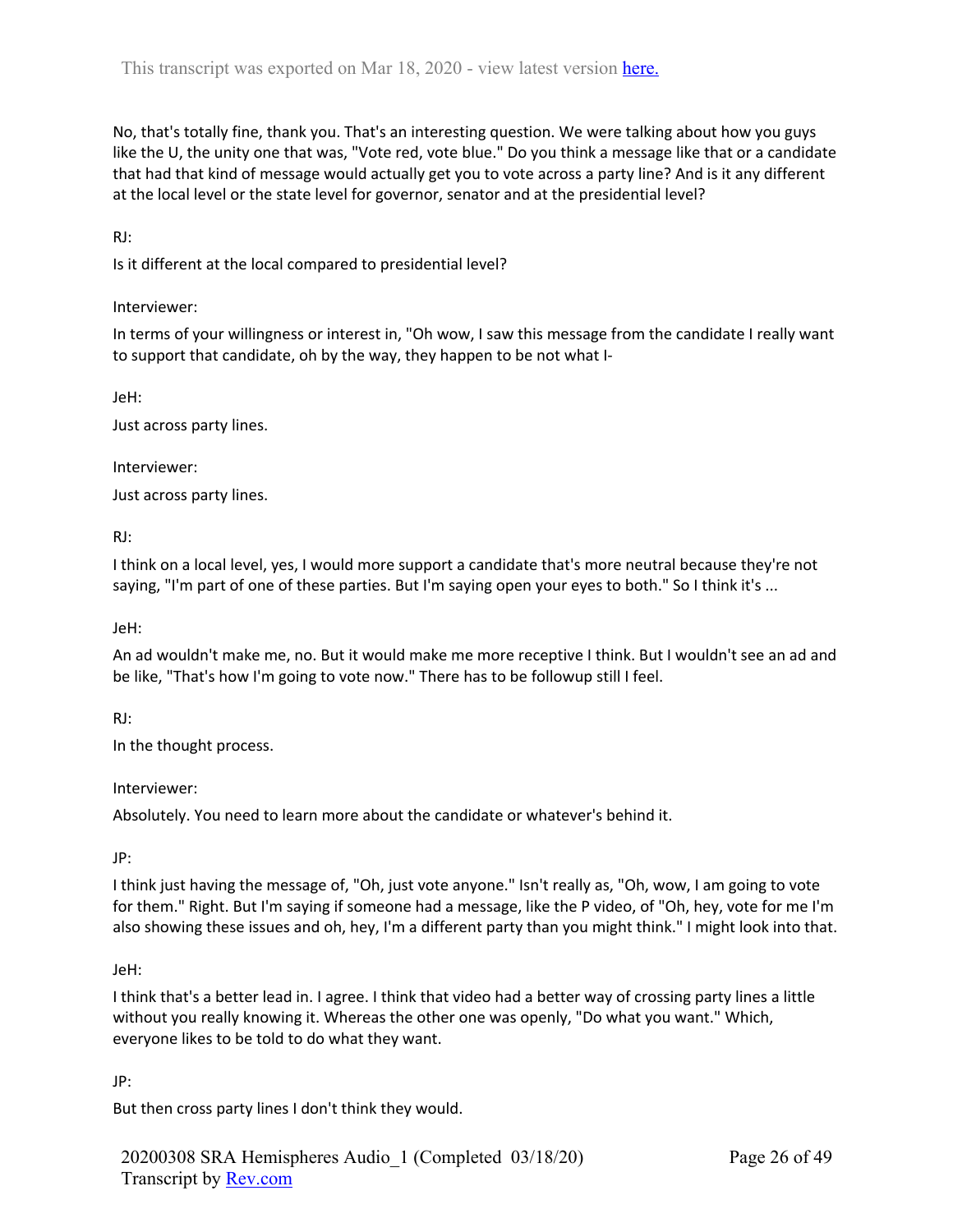No, that's totally fine, thank you. That's an interesting question. We were talking about how you guys like the U, the unity one that was, "Vote red, vote blue." Do you think a message like that or a candidate that had that kind of message would actually get you to vote across a party line? And is it any different at the local level or the state level for governor, senator and at the presidential level?

RJ:

Is it different at the local compared to presidential level?

Interviewer:

In terms of your willingness or interest in, "Oh wow, I saw this message from the candidate I really want to support that candidate, oh by the way, they happen to be not what I-

JeH:

Just across party lines.

Interviewer:

Just across party lines.

RJ:

I think on a local level, yes, I would more support a candidate that's more neutral because they're not saying, "I'm part of one of these parties. But I'm saying open your eyes to both." So I think it's ...

JeH:

An ad wouldn't make me, no. But it would make me more receptive I think. But I wouldn't see an ad and be like, "That's how I'm going to vote now." There has to be followup still I feel.

RJ:

In the thought process.

Interviewer:

Absolutely. You need to learn more about the candidate or whatever's behind it.

JP:

I think just having the message of, "Oh, just vote anyone." Isn't really as, "Oh, wow, I am going to vote for them." Right. But I'm saying if someone had a message, like the P video, of "Oh, hey, vote for me I'm also showing these issues and oh, hey, I'm a different party than you might think." I might look into that.

JeH:

I think that's a better lead in. I agree. I think that video had a better way of crossing party lines a little without you really knowing it. Whereas the other one was openly, "Do what you want." Which, everyone likes to be told to do what they want.

JP:

But then cross party lines I don't think they would.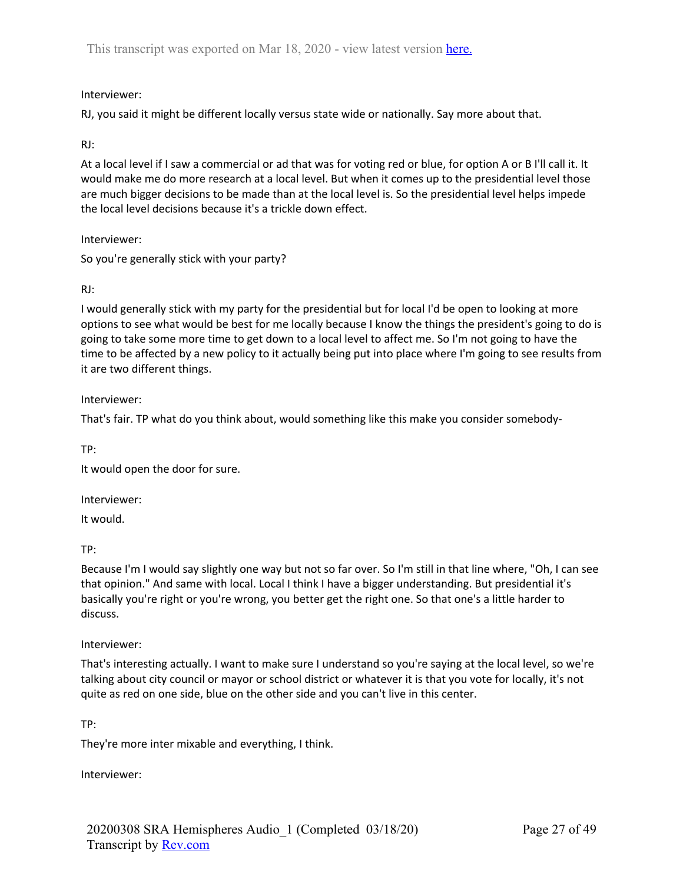Interviewer:

RJ, you said it might be different locally versus state wide or nationally. Say more about that.

RJ:

At a local level if I saw a commercial or ad that was for voting red or blue, for option A or B I'll call it. It would make me do more research at a local level. But when it comes up to the presidential level those are much bigger decisions to be made than at the local level is. So the presidential level helps impede the local level decisions because it's a trickle down effect.

Interviewer:

So you're generally stick with your party?

RJ:

I would generally stick with my party for the presidential but for local I'd be open to looking at more options to see what would be best for me locally because I know the things the president's going to do is going to take some more time to get down to a local level to affect me. So I'm not going to have the time to be affected by a new policy to it actually being put into place where I'm going to see results from it are two different things.

Interviewer:

That's fair. TP what do you think about, would something like this make you consider somebody-

TP:

It would open the door for sure.

Interviewer:

It would.

TP:

Because I'm I would say slightly one way but not so far over. So I'm still in that line where, "Oh, I can see that opinion." And same with local. Local I think I have a bigger understanding. But presidential it's basically you're right or you're wrong, you better get the right one. So that one's a little harder to discuss.

Interviewer:

That's interesting actually. I want to make sure I understand so you're saying at the local level, so we're talking about city council or mayor or school district or whatever it is that you vote for locally, it's not quite as red on one side, blue on the other side and you can't live in this center.

TP:

They're more inter mixable and everything, I think.

Interviewer: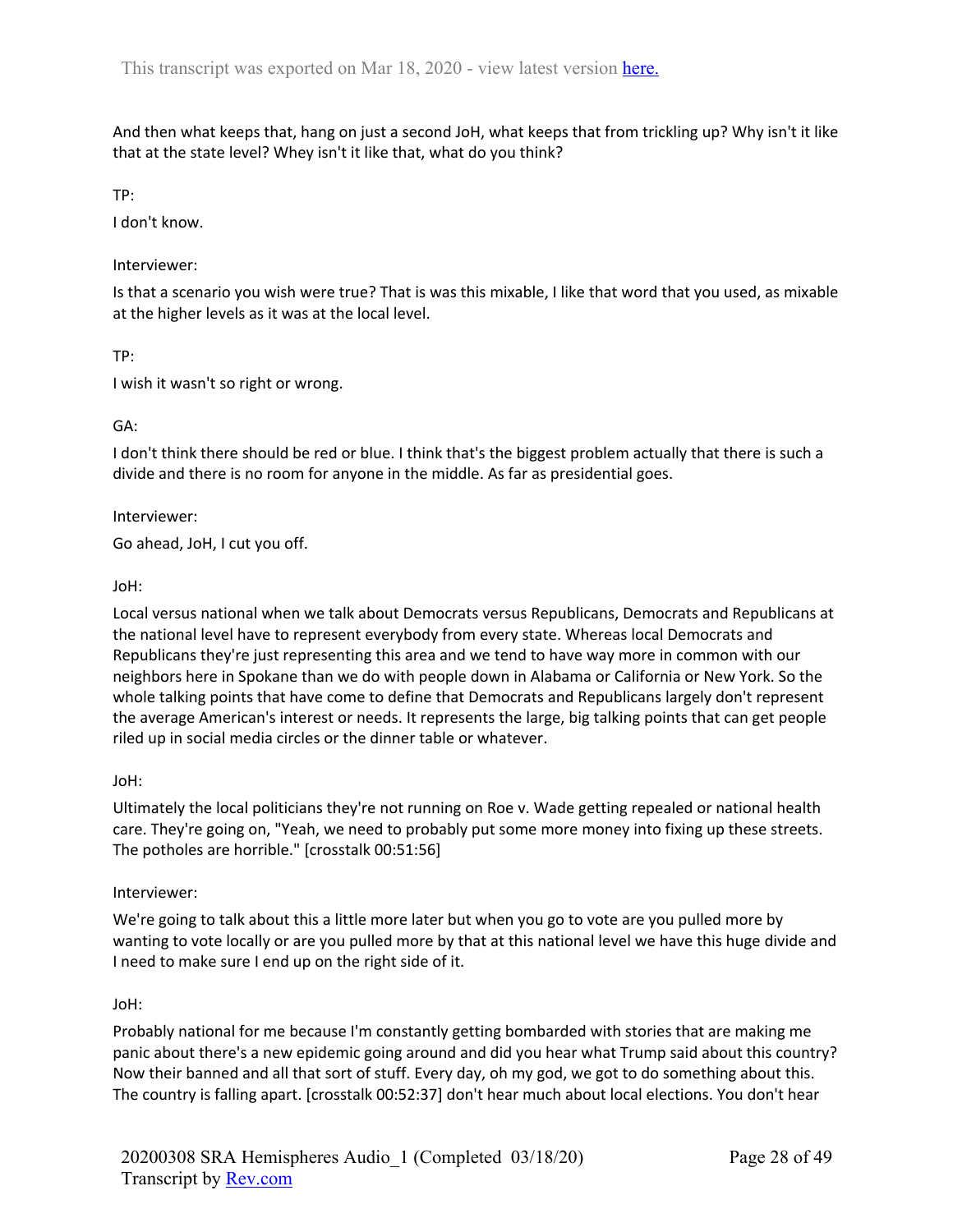And then what keeps that, hang on just a second JoH, what keeps that from trickling up? Why isn't it like that at the state level? Whey isn't it like that, what do you think?

TP:

I don't know.

Interviewer:

Is that a scenario you wish were true? That is was this mixable, I like that word that you used, as mixable at the higher levels as it was at the local level.

TP:

I wish it wasn't so right or wrong.

GA:

I don't think there should be red or blue. I think that's the biggest problem actually that there is such a divide and there is no room for anyone in the middle. As far as presidential goes.

Interviewer:

Go ahead, JoH, I cut you off.

JoH:

Local versus national when we talk about Democrats versus Republicans, Democrats and Republicans at the national level have to represent everybody from every state. Whereas local Democrats and Republicans they're just representing this area and we tend to have way more in common with our neighbors here in Spokane than we do with people down in Alabama or California or New York. So the whole talking points that have come to define that Democrats and Republicans largely don't represent the average American's interest or needs. It represents the large, big talking points that can get people riled up in social media circles or the dinner table or whatever.

JoH:

Ultimately the local politicians they're not running on Roe v. Wade getting repealed or national health care. They're going on, "Yeah, we need to probably put some more money into fixing up these streets. The potholes are horrible." [crosstalk 00:51:56]

Interviewer:

We're going to talk about this a little more later but when you go to vote are you pulled more by wanting to vote locally or are you pulled more by that at this national level we have this huge divide and I need to make sure I end up on the right side of it.

JoH:

Probably national for me because I'm constantly getting bombarded with stories that are making me panic about there's a new epidemic going around and did you hear what Trump said about this country? Now their banned and all that sort of stuff. Every day, oh my god, we got to do something about this. The country is falling apart. [crosstalk 00:52:37] don't hear much about local elections. You don't hear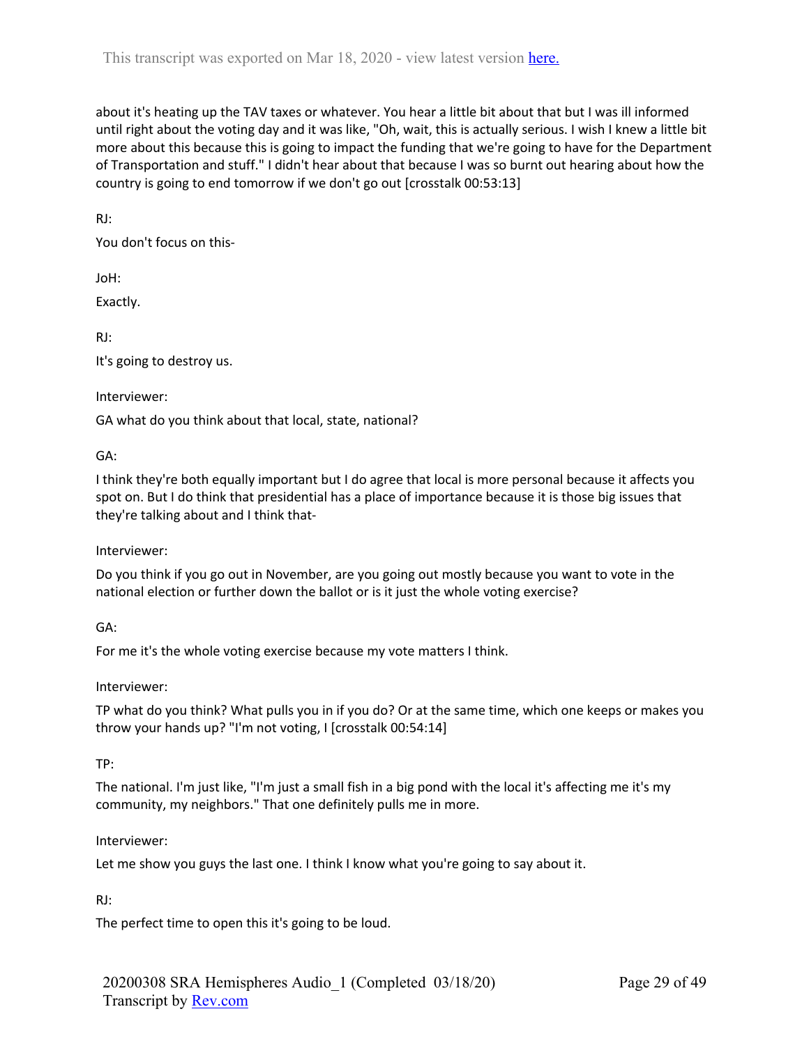about it's heating up the TAV taxes or whatever. You hear a little bit about that but I was ill informed until right about the voting day and it was like, "Oh, wait, this is actually serious. I wish I knew a little bit more about this because this is going to impact the funding that we're going to have for the Department of Transportation and stuff." I didn't hear about that because I was so burnt out hearing about how the country is going to end tomorrow if we don't go out [crosstalk 00:53:13]

RJ:

You don't focus on this-

JoH:

Exactly.

RJ:

It's going to destroy us.

Interviewer:

GA what do you think about that local, state, national?

GA:

I think they're both equally important but I do agree that local is more personal because it affects you spot on. But I do think that presidential has a place of importance because it is those big issues that they're talking about and I think that-

Interviewer:

Do you think if you go out in November, are you going out mostly because you want to vote in the national election or further down the ballot or is it just the whole voting exercise?

GA:

For me it's the whole voting exercise because my vote matters I think.

Interviewer:

TP what do you think? What pulls you in if you do? Or at the same time, which one keeps or makes you throw your hands up? "I'm not voting, I [crosstalk 00:54:14]

TP:

The national. I'm just like, "I'm just a small fish in a big pond with the local it's affecting me it's my community, my neighbors." That one definitely pulls me in more.

Interviewer:

Let me show you guys the last one. I think I know what you're going to say about it.

RJ:

The perfect time to open this it's going to be loud.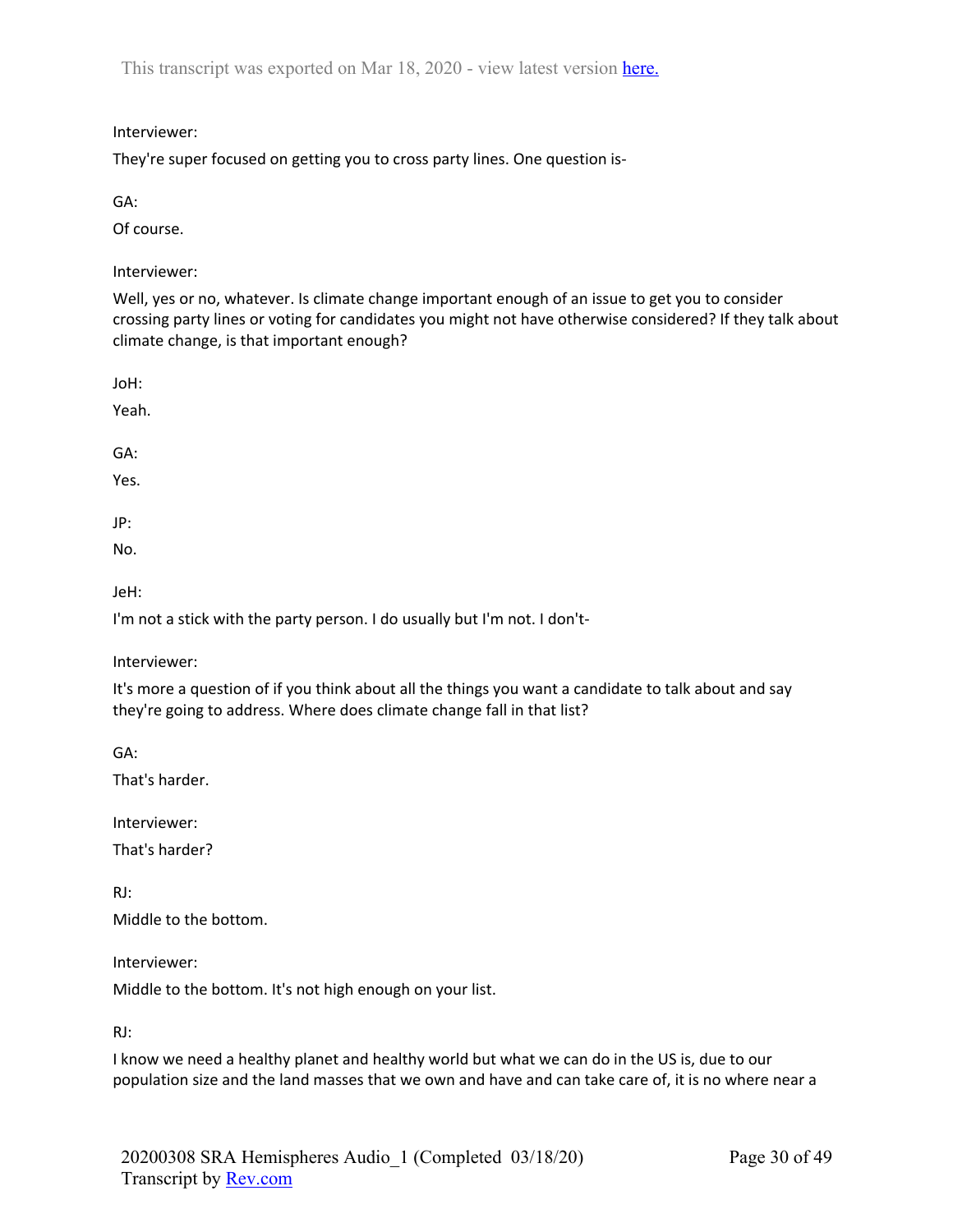Interviewer:

They're super focused on getting you to cross party lines. One question is-

GA:

Of course.

Interviewer:

Well, yes or no, whatever. Is climate change important enough of an issue to get you to consider crossing party lines or voting for candidates you might not have otherwise considered? If they talk about climate change, is that important enough?

JoH:

Yeah.

GA:

Yes.

JP:

No.

JeH:

I'm not a stick with the party person. I do usually but I'm not. I don't-

Interviewer:

It's more a question of if you think about all the things you want a candidate to talk about and say they're going to address. Where does climate change fall in that list?

GA:

That's harder.

Interviewer:

That's harder?

RJ:

Middle to the bottom.

Interviewer:

Middle to the bottom. It's not high enough on your list.

RJ:

I know we need a healthy planet and healthy world but what we can do in the US is, due to our population size and the land masses that we own and have and can take care of, it is no where near a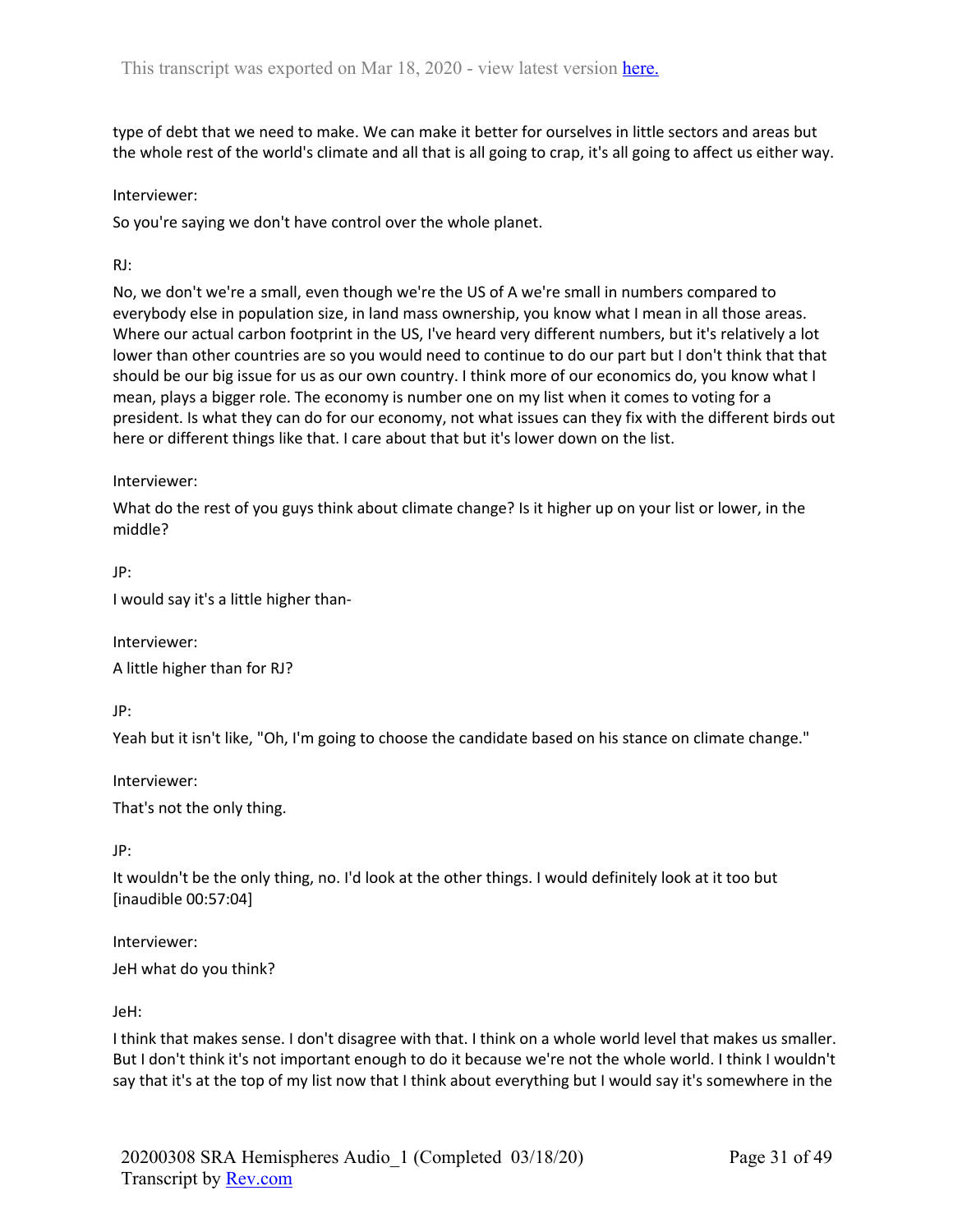type of debt that we need to make. We can make it better for ourselves in little sectors and areas but the whole rest of the world's climate and all that is all going to crap, it's all going to affect us either way.

Interviewer:

So you're saying we don't have control over the whole planet.

RJ:

No, we don't we're a small, even though we're the US of A we're small in numbers compared to everybody else in population size, in land mass ownership, you know what I mean in all those areas. Where our actual carbon footprint in the US, I've heard very different numbers, but it's relatively a lot lower than other countries are so you would need to continue to do our part but I don't think that that should be our big issue for us as our own country. I think more of our economics do, you know what I mean, plays a bigger role. The economy is number one on my list when it comes to voting for a president. Is what they can do for our economy, not what issues can they fix with the different birds out here or different things like that. I care about that but it's lower down on the list.

Interviewer:

What do the rest of you guys think about climate change? Is it higher up on your list or lower, in the middle?

JP:

I would say it's a little higher than-

Interviewer:

A little higher than for RJ?

JP:

Yeah but it isn't like, "Oh, I'm going to choose the candidate based on his stance on climate change."

Interviewer:

That's not the only thing.

JP:

It wouldn't be the only thing, no. I'd look at the other things. I would definitely look at it too but [inaudible 00:57:04]

Interviewer:

JeH what do you think?

JeH:

I think that makes sense. I don't disagree with that. I think on a whole world level that makes us smaller. But I don't think it's not important enough to do it because we're not the whole world. I think I wouldn't say that it's at the top of my list now that I think about everything but I would say it's somewhere in the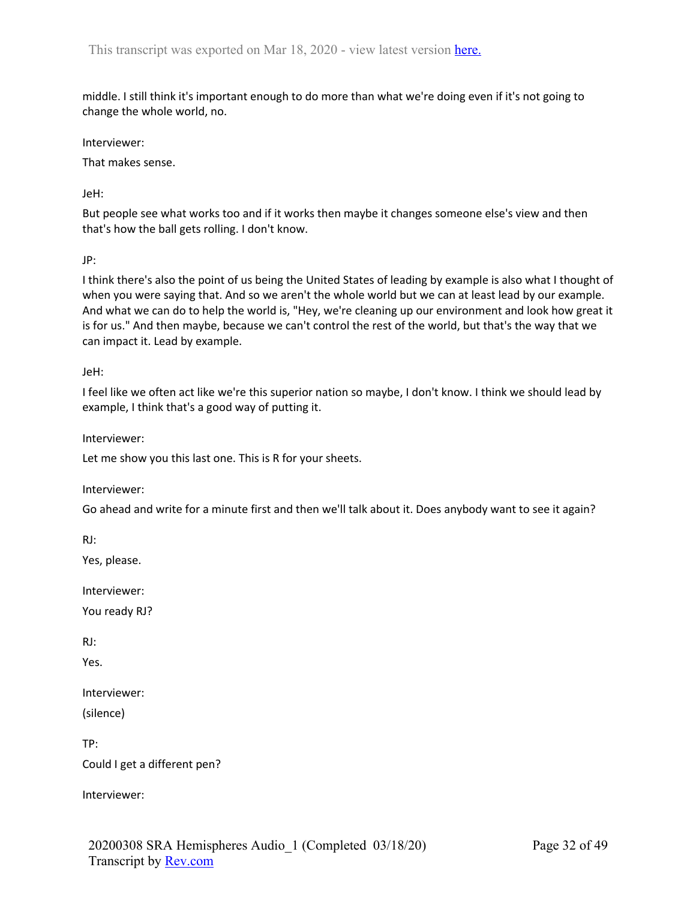middle. I still think it's important enough to do more than what we're doing even if it's not going to change the whole world, no.

Interviewer:

That makes sense.

JeH:

But people see what works too and if it works then maybe it changes someone else's view and then that's how the ball gets rolling. I don't know.

JP:

I think there's also the point of us being the United States of leading by example is also what I thought of when you were saying that. And so we aren't the whole world but we can at least lead by our example. And what we can do to help the world is, "Hey, we're cleaning up our environment and look how great it is for us." And then maybe, because we can't control the rest of the world, but that's the way that we can impact it. Lead by example.

JeH:

I feel like we often act like we're this superior nation so maybe, I don't know. I think we should lead by example, I think that's a good way of putting it.

Interviewer:

Let me show you this last one. This is R for your sheets.

Interviewer:

Go ahead and write for a minute first and then we'll talk about it. Does anybody want to see it again?

RJ:

Yes, please.

Interviewer:

You ready RJ?

RJ:

Yes.

Interviewer:

(silence)

TP:

Could I get a different pen?

Interviewer: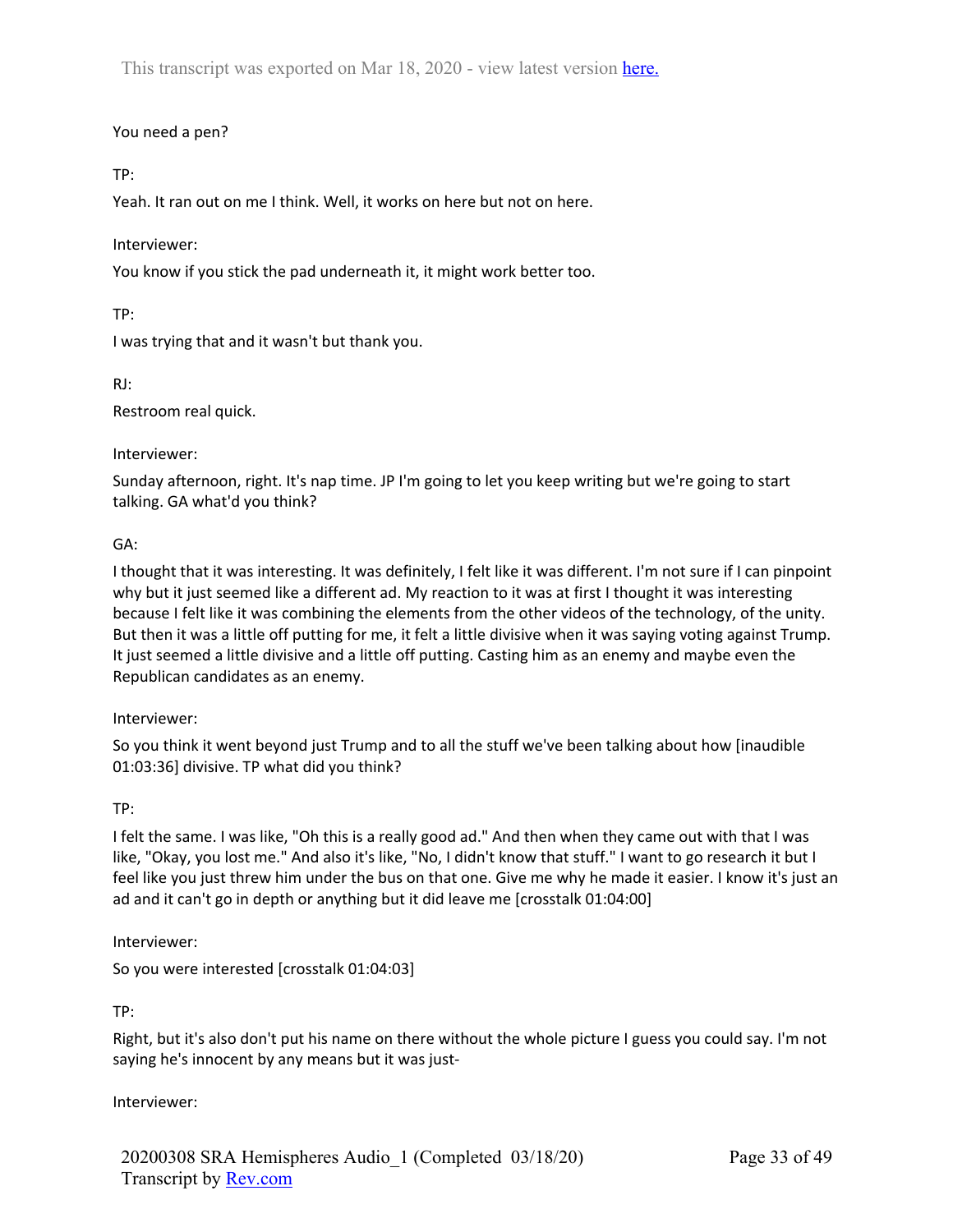You need a pen?

TP:

Yeah. It ran out on me I think. Well, it works on here but not on here.

Interviewer:

You know if you stick the pad underneath it, it might work better too.

TP:

I was trying that and it wasn't but thank you.

RJ:

Restroom real quick.

Interviewer:

Sunday afternoon, right. It's nap time. JP I'm going to let you keep writing but we're going to start talking. GA what'd you think?

GA:

I thought that it was interesting. It was definitely, I felt like it was different. I'm not sure if I can pinpoint why but it just seemed like a different ad. My reaction to it was at first I thought it was interesting because I felt like it was combining the elements from the other videos of the technology, of the unity. But then it was a little off putting for me, it felt a little divisive when it was saying voting against Trump. It just seemed a little divisive and a little off putting. Casting him as an enemy and maybe even the Republican candidates as an enemy.

Interviewer:

So you think it went beyond just Trump and to all the stuff we've been talking about how [inaudible 01:03:36] divisive. TP what did you think?

TP:

I felt the same. I was like, "Oh this is a really good ad." And then when they came out with that I was like, "Okay, you lost me." And also it's like, "No, I didn't know that stuff." I want to go research it but I feel like you just threw him under the bus on that one. Give me why he made it easier. I know it's just an ad and it can't go in depth or anything but it did leave me [crosstalk 01:04:00]

Interviewer:

So you were interested [crosstalk 01:04:03]

TP:

Right, but it's also don't put his name on there without the whole picture I guess you could say. I'm not saying he's innocent by any means but it was just-

Interviewer: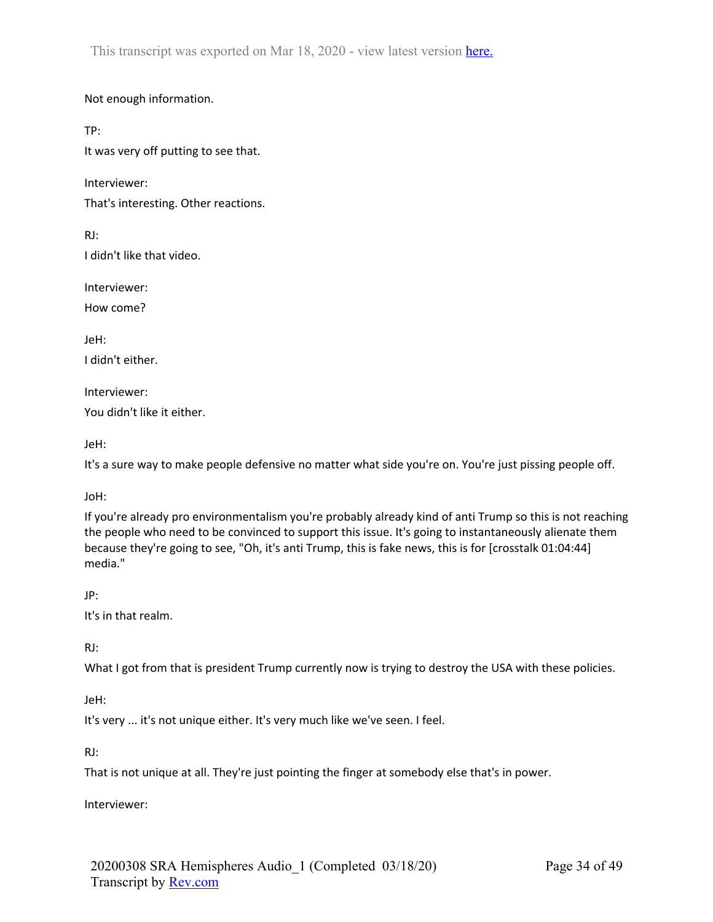Not enough information.

TP:

It was very off putting to see that.

Interviewer:

That's interesting. Other reactions.

RJ:

I didn't like that video.

Interviewer:

How come?

JeH:

I didn't either.

Interviewer:

You didn't like it either.

JeH:

It's a sure way to make people defensive no matter what side you're on. You're just pissing people off.

JoH:

If you're already pro environmentalism you're probably already kind of anti Trump so this is not reaching the people who need to be convinced to support this issue. It's going to instantaneously alienate them because they're going to see, "Oh, it's anti Trump, this is fake news, this is for [crosstalk 01:04:44] media."

JP:

It's in that realm.

RJ:

What I got from that is president Trump currently now is trying to destroy the USA with these policies.

JeH:

It's very ... it's not unique either. It's very much like we've seen. I feel.

RJ:

That is not unique at all. They're just pointing the finger at somebody else that's in power.

Interviewer: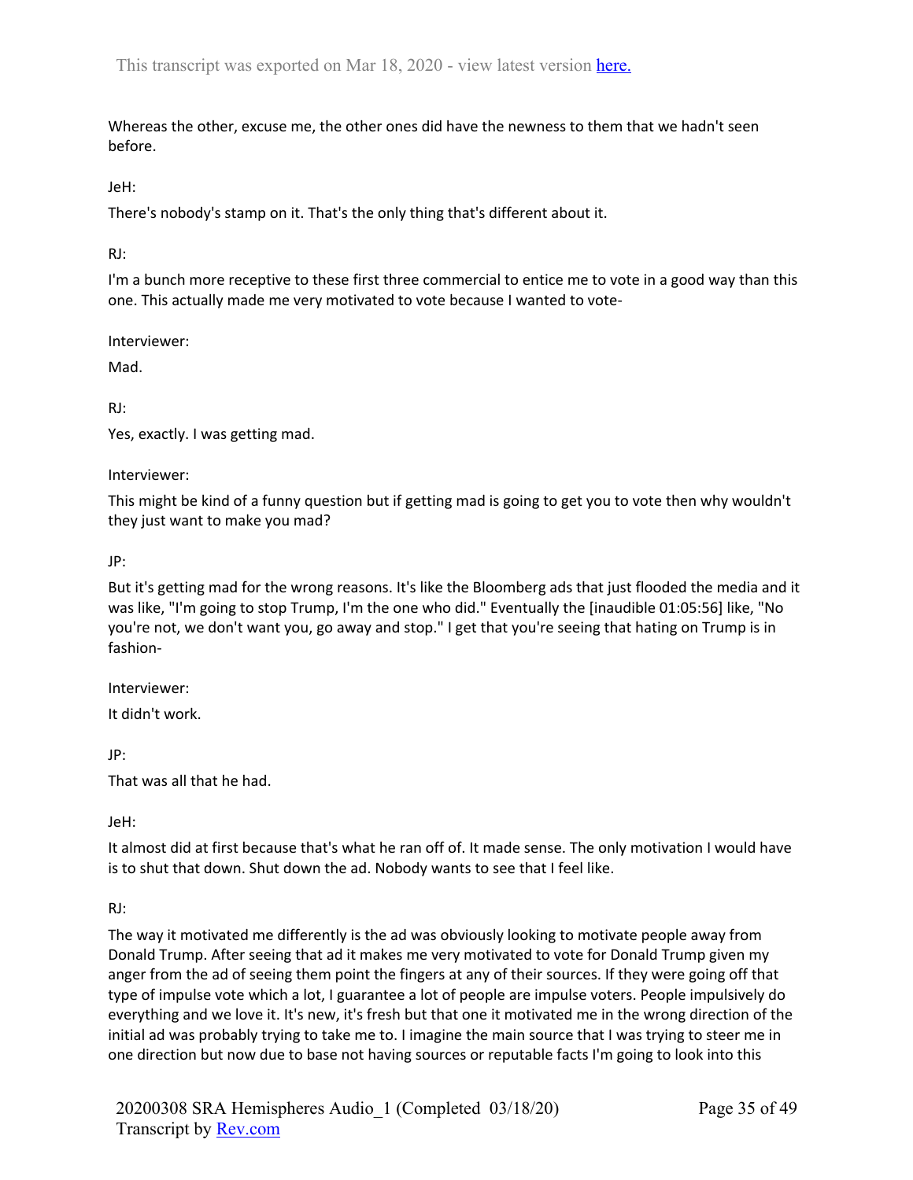Whereas the other, excuse me, the other ones did have the newness to them that we hadn't seen before.

JeH:

There's nobody's stamp on it. That's the only thing that's different about it.

RJ:

I'm a bunch more receptive to these first three commercial to entice me to vote in a good way than this one. This actually made me very motivated to vote because I wanted to vote-

Interviewer:

Mad.

RJ:

Yes, exactly. I was getting mad.

Interviewer:

This might be kind of a funny question but if getting mad is going to get you to vote then why wouldn't they just want to make you mad?

JP:

But it's getting mad for the wrong reasons. It's like the Bloomberg ads that just flooded the media and it was like, "I'm going to stop Trump, I'm the one who did." Eventually the [inaudible 01:05:56] like, "No you're not, we don't want you, go away and stop." I get that you're seeing that hating on Trump is in fashion-

Interviewer:

It didn't work.

JP:

That was all that he had.

JeH:

It almost did at first because that's what he ran off of. It made sense. The only motivation I would have is to shut that down. Shut down the ad. Nobody wants to see that I feel like.

RJ:

The way it motivated me differently is the ad was obviously looking to motivate people away from Donald Trump. After seeing that ad it makes me very motivated to vote for Donald Trump given my anger from the ad of seeing them point the fingers at any of their sources. If they were going off that type of impulse vote which a lot, I guarantee a lot of people are impulse voters. People impulsively do everything and we love it. It's new, it's fresh but that one it motivated me in the wrong direction of the initial ad was probably trying to take me to. I imagine the main source that I was trying to steer me in one direction but now due to base not having sources or reputable facts I'm going to look into this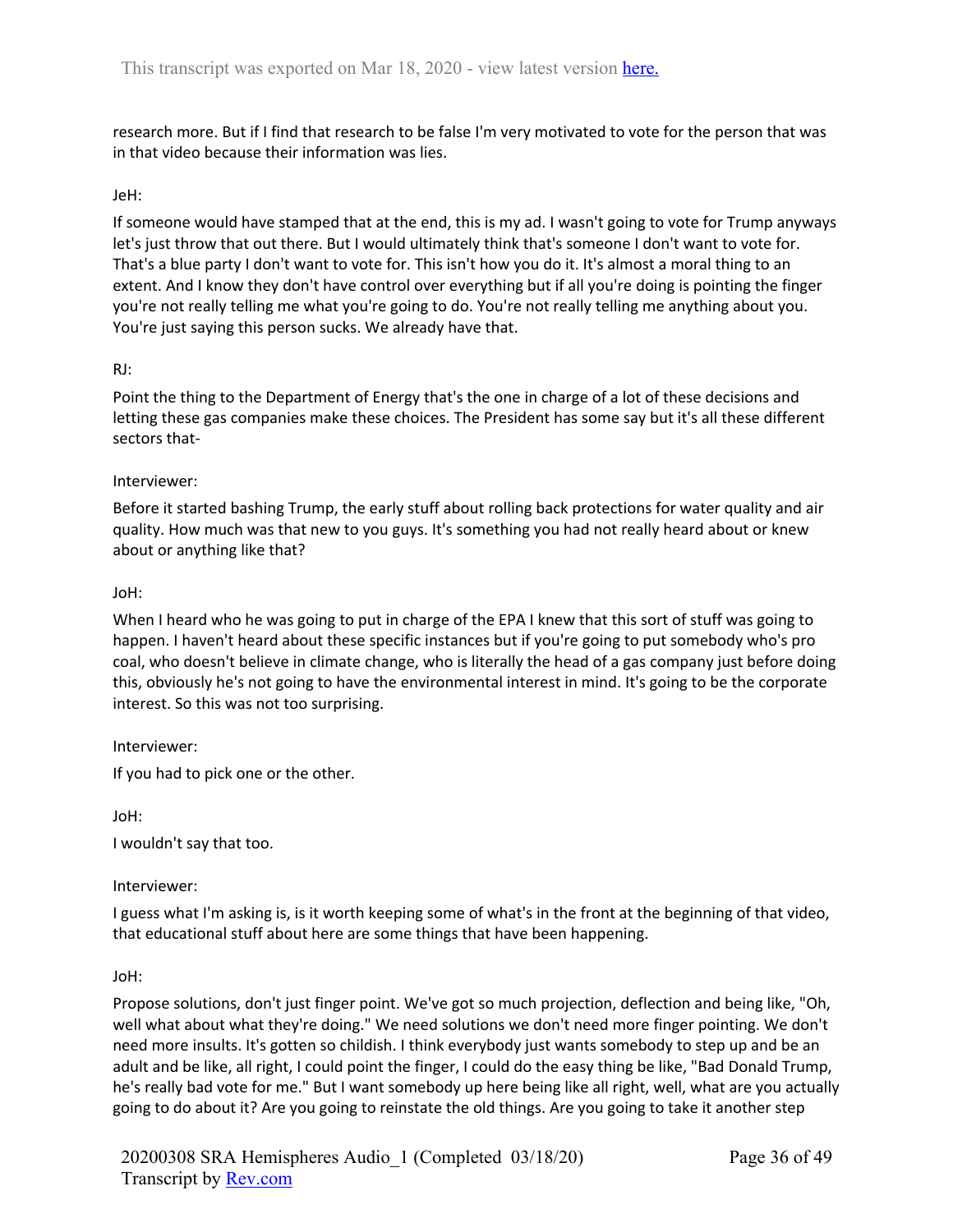research more. But if I find that research to be false I'm very motivated to vote for the person that was in that video because their information was lies.

JeH:

If someone would have stamped that at the end, this is my ad. I wasn't going to vote for Trump anyways let's just throw that out there. But I would ultimately think that's someone I don't want to vote for. That's a blue party I don't want to vote for. This isn't how you do it. It's almost a moral thing to an extent. And I know they don't have control over everything but if all you're doing is pointing the finger you're not really telling me what you're going to do. You're not really telling me anything about you. You're just saying this person sucks. We already have that.

RJ:

Point the thing to the Department of Energy that's the one in charge of a lot of these decisions and letting these gas companies make these choices. The President has some say but it's all these different sectors that-

Interviewer:

Before it started bashing Trump, the early stuff about rolling back protections for water quality and air quality. How much was that new to you guys. It's something you had not really heard about or knew about or anything like that?

JoH:

When I heard who he was going to put in charge of the EPA I knew that this sort of stuff was going to happen. I haven't heard about these specific instances but if you're going to put somebody who's pro coal, who doesn't believe in climate change, who is literally the head of a gas company just before doing this, obviously he's not going to have the environmental interest in mind. It's going to be the corporate interest. So this was not too surprising.

Interviewer:

If you had to pick one or the other.

JoH:

I wouldn't say that too.

Interviewer:

I guess what I'm asking is, is it worth keeping some of what's in the front at the beginning of that video, that educational stuff about here are some things that have been happening.

JoH:

Propose solutions, don't just finger point. We've got so much projection, deflection and being like, "Oh, well what about what they're doing." We need solutions we don't need more finger pointing. We don't need more insults. It's gotten so childish. I think everybody just wants somebody to step up and be an adult and be like, all right, I could point the finger, I could do the easy thing be like, "Bad Donald Trump, he's really bad vote for me." But I want somebody up here being like all right, well, what are you actually going to do about it? Are you going to reinstate the old things. Are you going to take it another step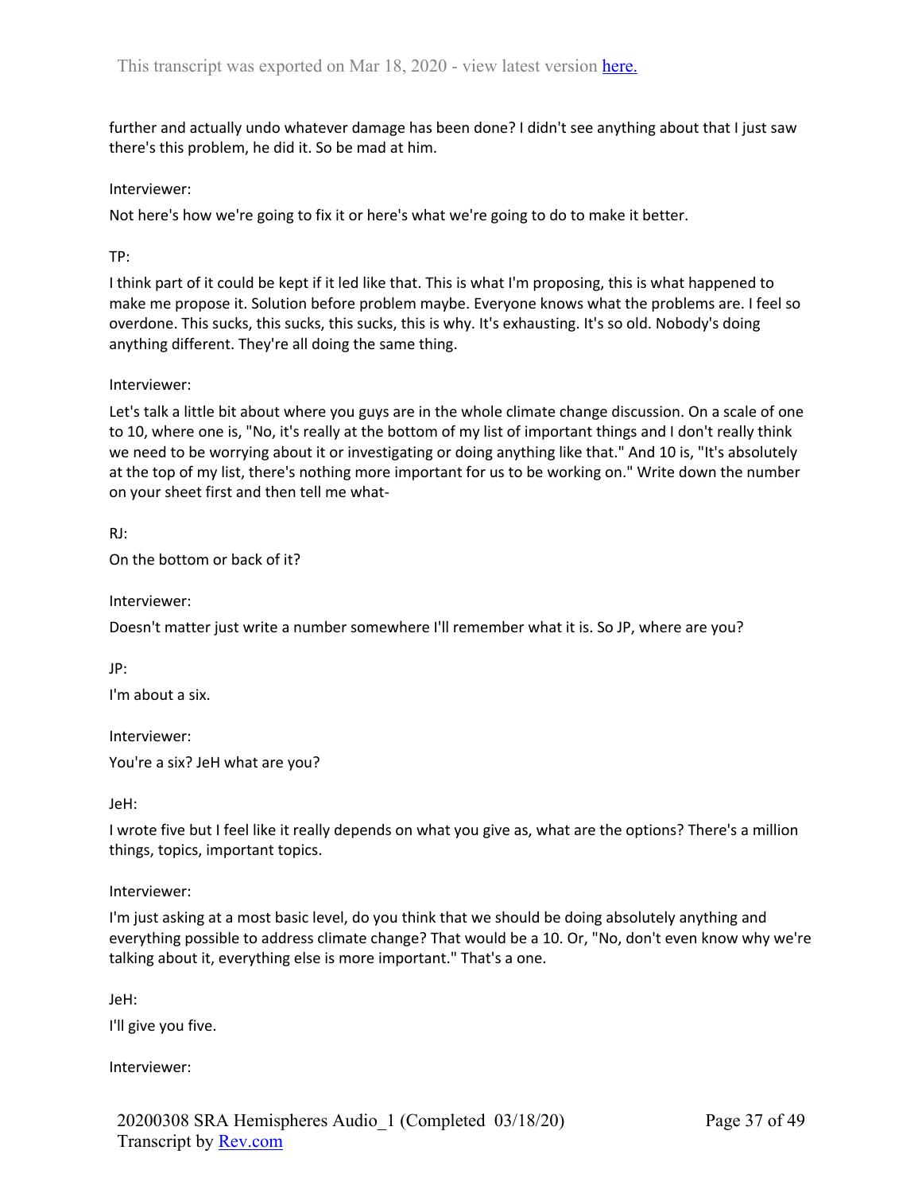further and actually undo whatever damage has been done? I didn't see anything about that I just saw there's this problem, he did it. So be mad at him.

Interviewer:

Not here's how we're going to fix it or here's what we're going to do to make it better.

TP:

I think part of it could be kept if it led like that. This is what I'm proposing, this is what happened to make me propose it. Solution before problem maybe. Everyone knows what the problems are. I feel so overdone. This sucks, this sucks, this sucks, this is why. It's exhausting. It's so old. Nobody's doing anything different. They're all doing the same thing.

Interviewer:

Let's talk a little bit about where you guys are in the whole climate change discussion. On a scale of one to 10, where one is, "No, it's really at the bottom of my list of important things and I don't really think we need to be worrying about it or investigating or doing anything like that." And 10 is, "It's absolutely at the top of my list, there's nothing more important for us to be working on." Write down the number on your sheet first and then tell me what-

RJ:

On the bottom or back of it?

Interviewer:

Doesn't matter just write a number somewhere I'll remember what it is. So JP, where are you?

JP:

I'm about a six.

Interviewer:

You're a six? JeH what are you?

JeH:

I wrote five but I feel like it really depends on what you give as, what are the options? There's a million things, topics, important topics.

Interviewer:

I'm just asking at a most basic level, do you think that we should be doing absolutely anything and everything possible to address climate change? That would be a 10. Or, "No, don't even know why we're talking about it, everything else is more important." That's a one.

JeH:

I'll give you five.

Interviewer: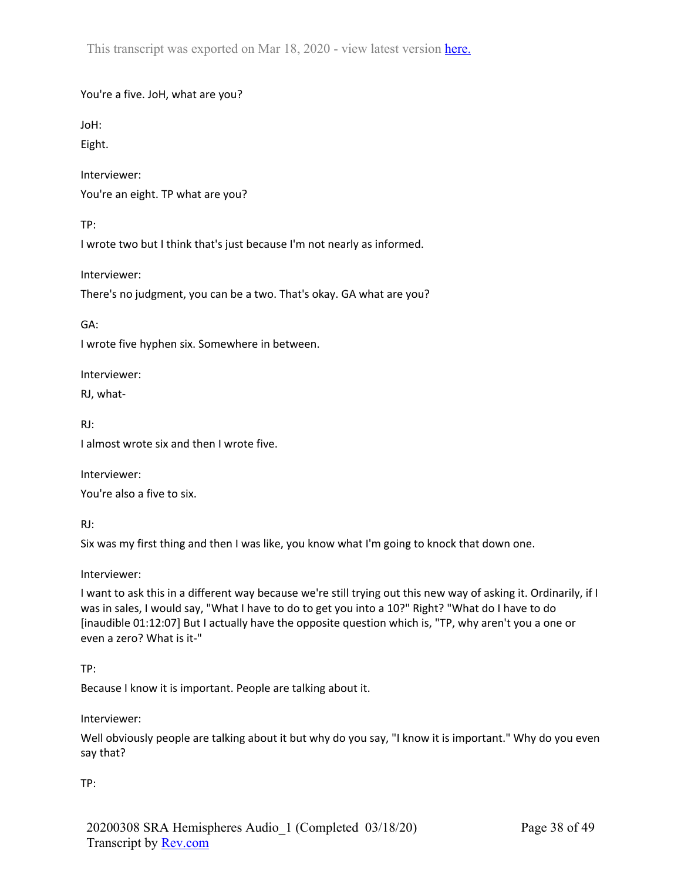You're a five. JoH, what are you?

JoH:

Eight.

Interviewer:

You're an eight. TP what are you?

TP:

I wrote two but I think that's just because I'm not nearly as informed.

Interviewer:

There's no judgment, you can be a two. That's okay. GA what are you?

GA:

I wrote five hyphen six. Somewhere in between.

Interviewer:

RJ, what-

RJ:

I almost wrote six and then I wrote five.

Interviewer:

You're also a five to six.

RJ:

Six was my first thing and then I was like, you know what I'm going to knock that down one.

Interviewer:

I want to ask this in a different way because we're still trying out this new way of asking it. Ordinarily, if I was in sales, I would say, "What I have to do to get you into a 10?" Right? "What do I have to do [inaudible 01:12:07] But I actually have the opposite question which is, "TP, why aren't you a one or even a zero? What is it-"

TP:

Because I know it is important. People are talking about it.

Interviewer:

Well obviously people are talking about it but why do you say, "I know it is important." Why do you even say that?

TP: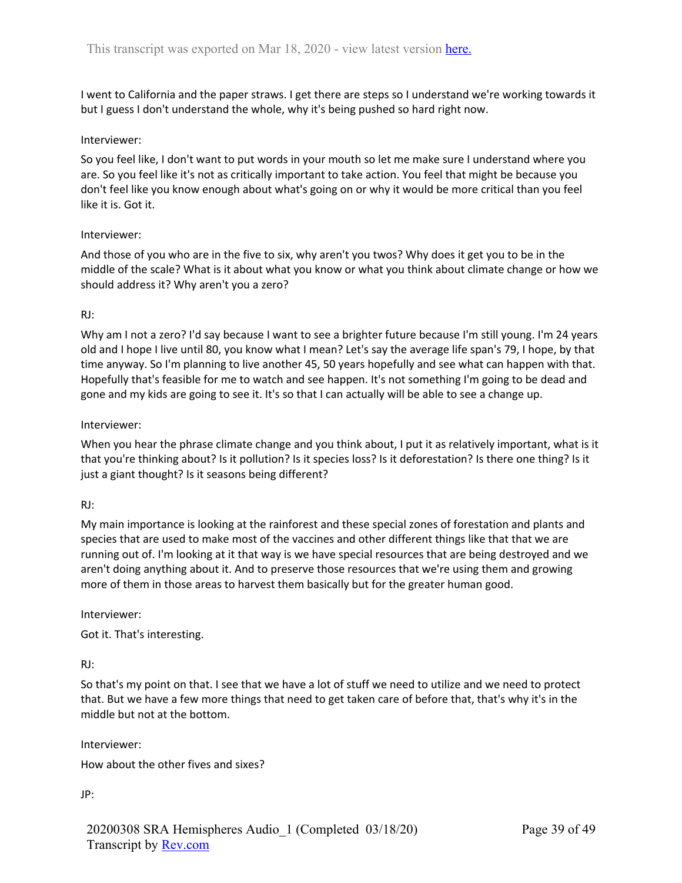I went to California and the paper straws. I get there are steps so I understand we're working towards it but I guess I don't understand the whole, why it's being pushed so hard right now.

Interviewer:

So you feel like, I don't want to put words in your mouth so let me make sure I understand where you are. So you feel like it's not as critically important to take action. You feel that might be because you don't feel like you know enough about what's going on or why it would be more critical than you feel like it is. Got it.

Interviewer:

And those of you who are in the five to six, why aren't you twos? Why does it get you to be in the middle of the scale? What is it about what you know or what you think about climate change or how we should address it? Why aren't you a zero?

RJ:

Why am I not a zero? I'd say because I want to see a brighter future because I'm still young. I'm 24 years old and I hope I live until 80, you know what I mean? Let's say the average life span's 79, I hope, by that time anyway. So I'm planning to live another 45, 50 years hopefully and see what can happen with that. Hopefully that's feasible for me to watch and see happen. It's not something I'm going to be dead and gone and my kids are going to see it. It's so that I can actually will be able to see a change up.

Interviewer:

When you hear the phrase climate change and you think about, I put it as relatively important, what is it that you're thinking about? Is it pollution? Is it species loss? Is it deforestation? Is there one thing? Is it just a giant thought? Is it seasons being different?

RJ:

My main importance is looking at the rainforest and these special zones of forestation and plants and species that are used to make most of the vaccines and other different things like that that we are running out of. I'm looking at it that way is we have special resources that are being destroyed and we aren't doing anything about it. And to preserve those resources that we're using them and growing more of them in those areas to harvest them basically but for the greater human good.

Interviewer:

Got it. That's interesting.

RJ:

So that's my point on that. I see that we have a lot of stuff we need to utilize and we need to protect that. But we have a few more things that need to get taken care of before that, that's why it's in the middle but not at the bottom.

Interviewer:

How about the other fives and sixes?

JP: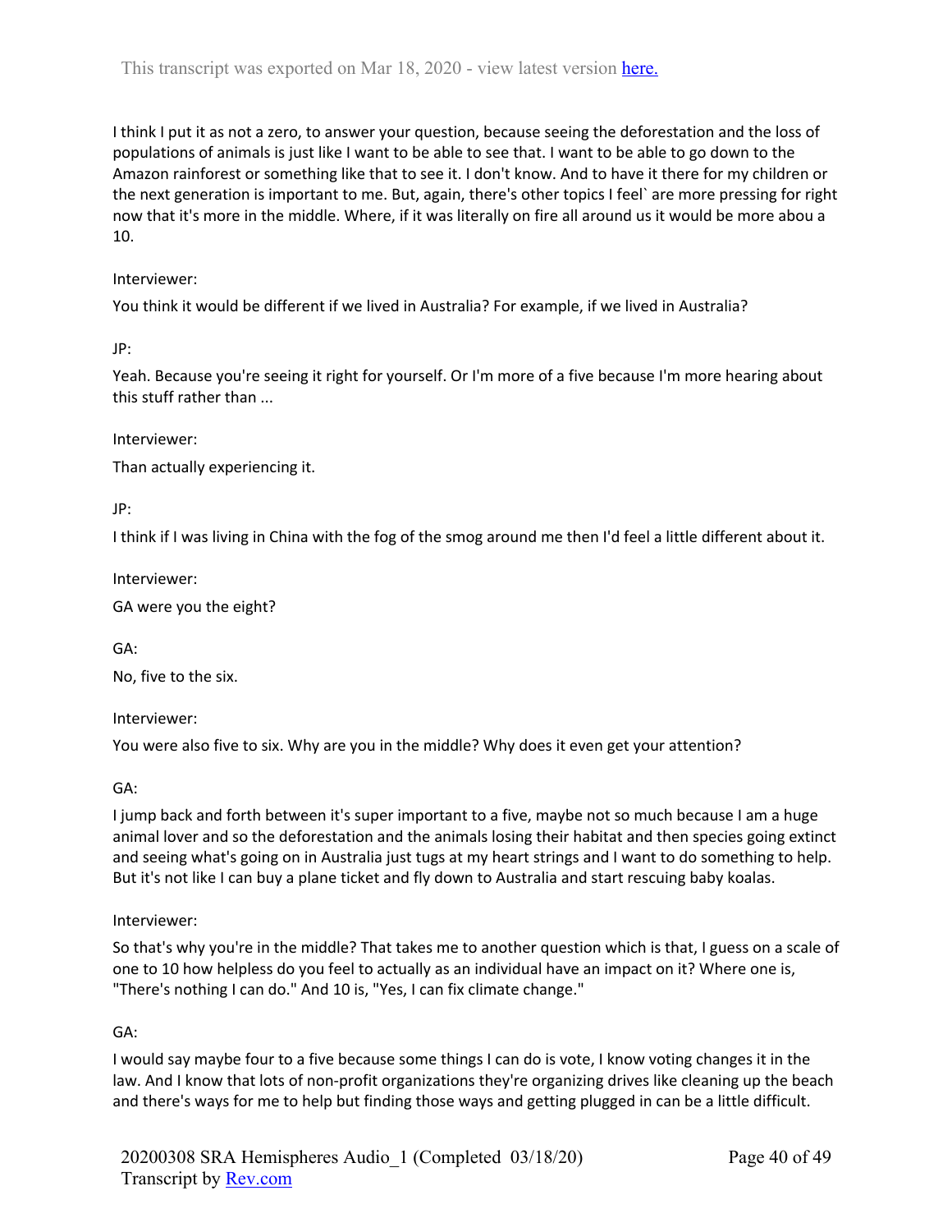I think I put it as not a zero, to answer your question, because seeing the deforestation and the loss of populations of animals is just like I want to be able to see that. I want to be able to go down to the Amazon rainforest or something like that to see it. I don't know. And to have it there for my children or the next generation is important to me. But, again, there's other topics I feel` are more pressing for right now that it's more in the middle. Where, if it was literally on fire all around us it would be more abou a 10.

Interviewer:

You think it would be different if we lived in Australia? For example, if we lived in Australia?

JP:

Yeah. Because you're seeing it right for yourself. Or I'm more of a five because I'm more hearing about this stuff rather than ...

Interviewer:

Than actually experiencing it.

JP:

I think if I was living in China with the fog of the smog around me then I'd feel a little different about it.

Interviewer:

GA were you the eight?

GA:

No, five to the six.

Interviewer:

You were also five to six. Why are you in the middle? Why does it even get your attention?

GA:

I jump back and forth between it's super important to a five, maybe not so much because I am a huge animal lover and so the deforestation and the animals losing their habitat and then species going extinct and seeing what's going on in Australia just tugs at my heart strings and I want to do something to help. But it's not like I can buy a plane ticket and fly down to Australia and start rescuing baby koalas.

Interviewer:

So that's why you're in the middle? That takes me to another question which is that, I guess on a scale of one to 10 how helpless do you feel to actually as an individual have an impact on it? Where one is, "There's nothing I can do." And 10 is, "Yes, I can fix climate change."

GA:

I would say maybe four to a five because some things I can do is vote, I know voting changes it in the law. And I know that lots of non-profit organizations they're organizing drives like cleaning up the beach and there's ways for me to help but finding those ways and getting plugged in can be a little difficult.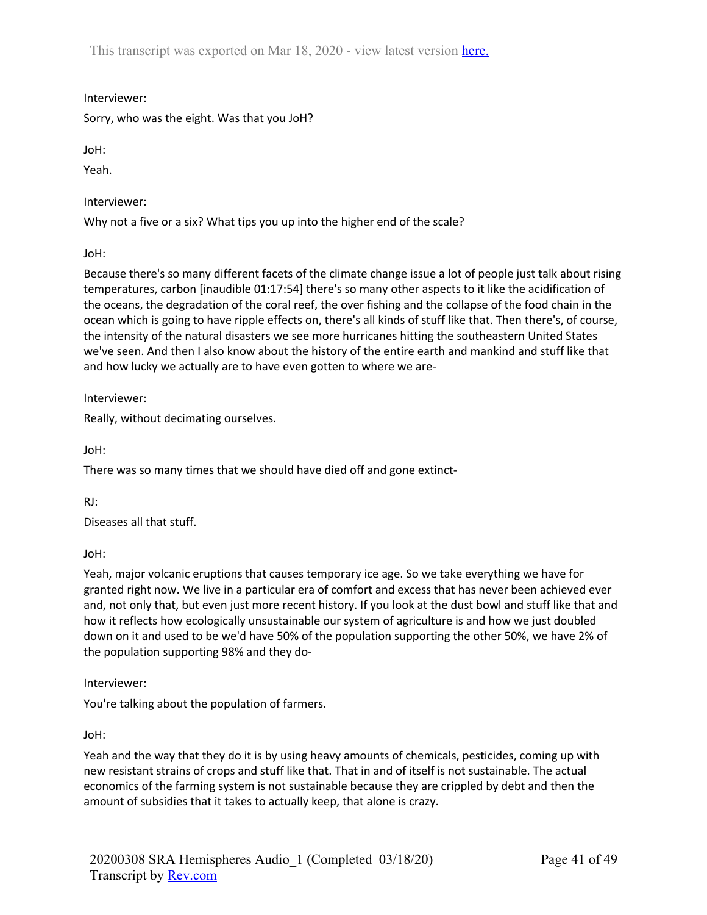Interviewer:

Sorry, who was the eight. Was that you JoH?

JoH:

Yeah.

Interviewer:

Why not a five or a six? What tips you up into the higher end of the scale?

JoH:

Because there's so many different facets of the climate change issue a lot of people just talk about rising temperatures, carbon [inaudible 01:17:54] there's so many other aspects to it like the acidification of the oceans, the degradation of the coral reef, the over fishing and the collapse of the food chain in the ocean which is going to have ripple effects on, there's all kinds of stuff like that. Then there's, of course, the intensity of the natural disasters we see more hurricanes hitting the southeastern United States we've seen. And then I also know about the history of the entire earth and mankind and stuff like that and how lucky we actually are to have even gotten to where we are-

Interviewer:

Really, without decimating ourselves.

JoH:

There was so many times that we should have died off and gone extinct-

RJ:

Diseases all that stuff.

JoH:

Yeah, major volcanic eruptions that causes temporary ice age. So we take everything we have for granted right now. We live in a particular era of comfort and excess that has never been achieved ever and, not only that, but even just more recent history. If you look at the dust bowl and stuff like that and how it reflects how ecologically unsustainable our system of agriculture is and how we just doubled down on it and used to be we'd have 50% of the population supporting the other 50%, we have 2% of the population supporting 98% and they do-

Interviewer:

You're talking about the population of farmers.

JoH:

Yeah and the way that they do it is by using heavy amounts of chemicals, pesticides, coming up with new resistant strains of crops and stuff like that. That in and of itself is not sustainable. The actual economics of the farming system is not sustainable because they are crippled by debt and then the amount of subsidies that it takes to actually keep, that alone is crazy.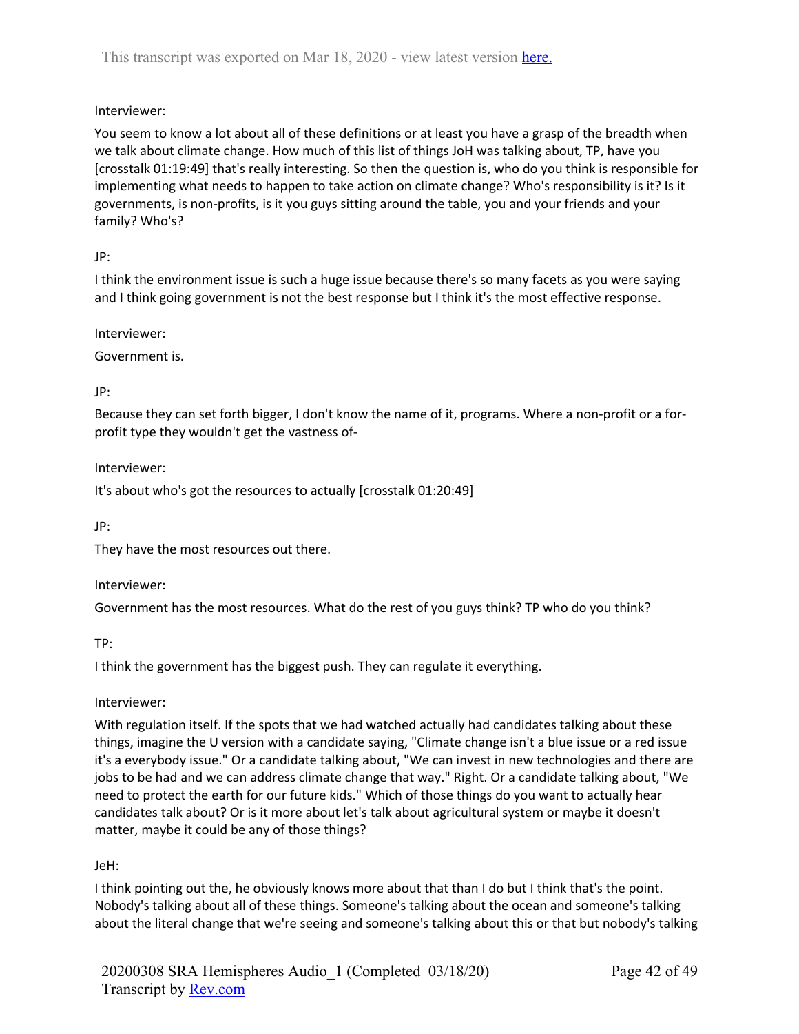Interviewer:

You seem to know a lot about all of these definitions or at least you have a grasp of the breadth when we talk about climate change. How much of this list of things JoH was talking about, TP, have you [crosstalk 01:19:49] that's really interesting. So then the question is, who do you think is responsible for implementing what needs to happen to take action on climate change? Who's responsibility is it? Is it governments, is non-profits, is it you guys sitting around the table, you and your friends and your family? Who's?

JP:

I think the environment issue is such a huge issue because there's so many facets as you were saying and I think going government is not the best response but I think it's the most effective response.

Interviewer:

Government is.

JP:

Because they can set forth bigger, I don't know the name of it, programs. Where a non-profit or a for-profit type they wouldn't get the vastness of-

Interviewer:

It's about who's got the resources to actually [crosstalk 01:20:49]

JP:

They have the most resources out there.

Interviewer:

Government has the most resources. What do the rest of you guys think? TP who do you think?

TP:

I think the government has the biggest push. They can regulate it everything.

Interviewer:

With regulation itself. If the spots that we had watched actually had candidates talking about these things, imagine the U version with a candidate saying, "Climate change isn't a blue issue or a red issue it's a everybody issue." Or a candidate talking about, "We can invest in new technologies and there are jobs to be had and we can address climate change that way." Right. Or a candidate talking about, "We need to protect the earth for our future kids." Which of those things do you want to actually hear candidates talk about? Or is it more about let's talk about agricultural system or maybe it doesn't matter, maybe it could be any of those things?

JeH:

I think pointing out the, he obviously knows more about that than I do but I think that's the point. Nobody's talking about all of these things. Someone's talking about the ocean and someone's talking about the literal change that we're seeing and someone's talking about this or that but nobody's talking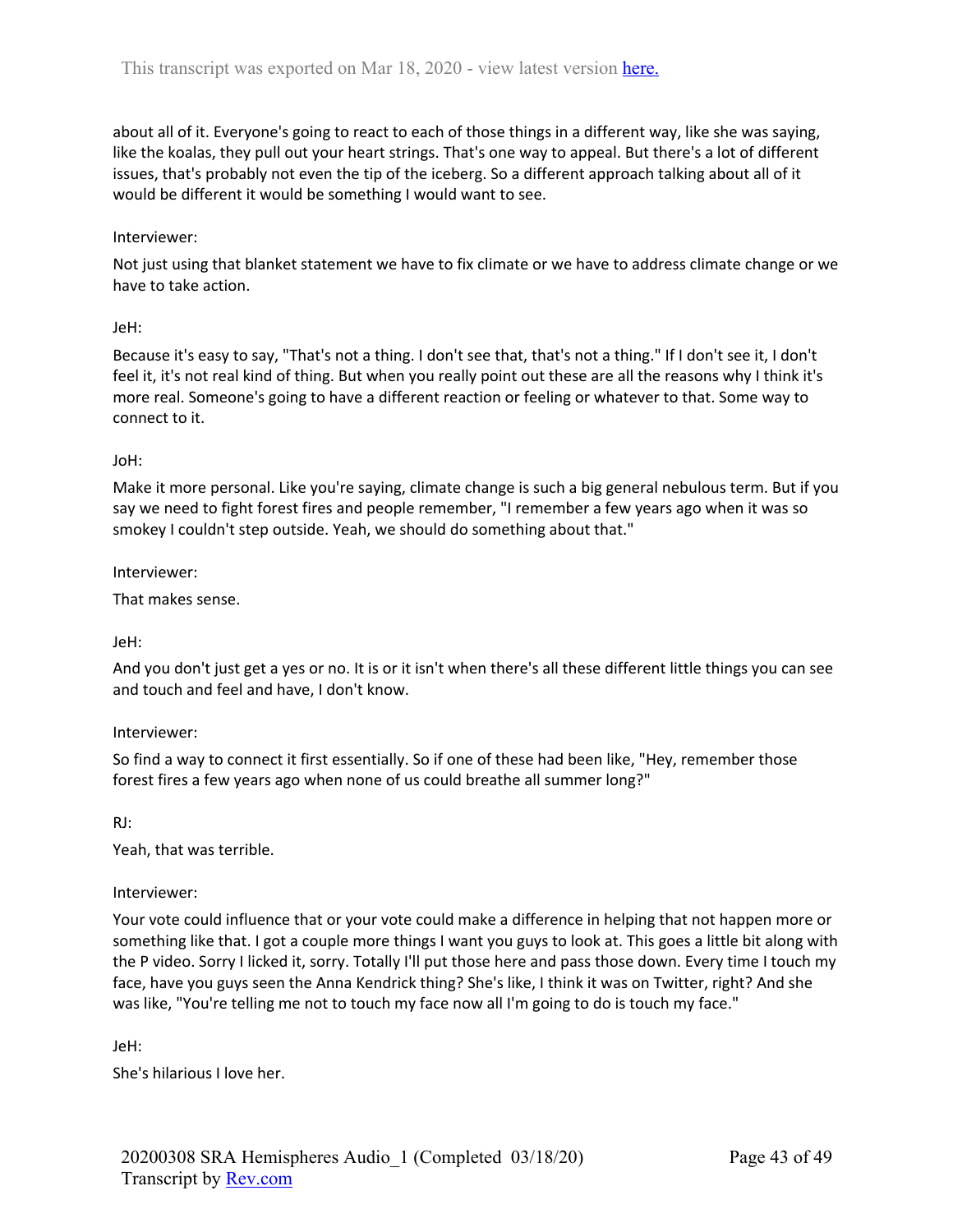about all of it. Everyone's going to react to each of those things in a different way, like she was saying, like the koalas, they pull out your heart strings. That's one way to appeal. But there's a lot of different issues, that's probably not even the tip of the iceberg. So a different approach talking about all of it would be different it would be something I would want to see.

Interviewer:

Not just using that blanket statement we have to fix climate or we have to address climate change or we have to take action.

JeH:

Because it's easy to say, "That's not a thing. I don't see that, that's not a thing." If I don't see it, I don't feel it, it's not real kind of thing. But when you really point out these are all the reasons why I think it's more real. Someone's going to have a different reaction or feeling or whatever to that. Some way to connect to it.

JoH:

Make it more personal. Like you're saying, climate change is such a big general nebulous term. But if you say we need to fight forest fires and people remember, "I remember a few years ago when it was so smokey I couldn't step outside. Yeah, we should do something about that."

Interviewer:

That makes sense.

JeH:

And you don't just get a yes or no. It is or it isn't when there's all these different little things you can see and touch and feel and have, I don't know.

Interviewer:

So find a way to connect it first essentially. So if one of these had been like, "Hey, remember those forest fires a few years ago when none of us could breathe all summer long?"

RJ:

Yeah, that was terrible.

Interviewer:

Your vote could influence that or your vote could make a difference in helping that not happen more or something like that. I got a couple more things I want you guys to look at. This goes a little bit along with the P video. Sorry I licked it, sorry. Totally I'll put those here and pass those down. Every time I touch my face, have you guys seen the Anna Kendrick thing? She's like, I think it was on Twitter, right? And she was like, "You're telling me not to touch my face now all I'm going to do is touch my face."

JeH:

She's hilarious I love her.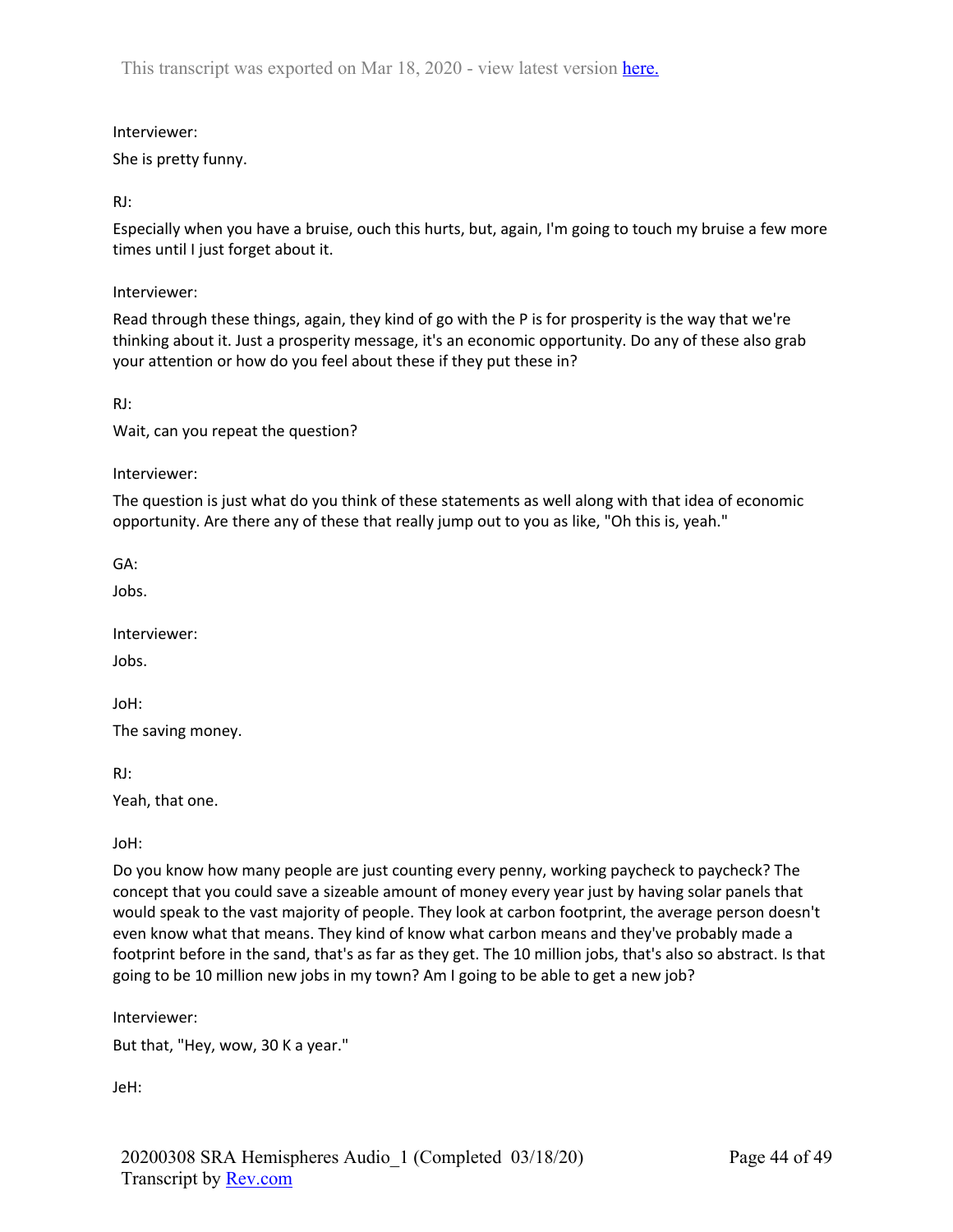Interviewer:

She is pretty funny.

RJ:

Especially when you have a bruise, ouch this hurts, but, again, I'm going to touch my bruise a few more times until I just forget about it.

Interviewer:

Read through these things, again, they kind of go with the P is for prosperity is the way that we're thinking about it. Just a prosperity message, it's an economic opportunity. Do any of these also grab your attention or how do you feel about these if they put these in?

RJ:

Wait, can you repeat the question?

Interviewer:

The question is just what do you think of these statements as well along with that idea of economic opportunity. Are there any of these that really jump out to you as like, "Oh this is, yeah."

GA:

Jobs.

Interviewer:

Jobs.

JoH:

The saving money.

RJ:

Yeah, that one.

JoH:

Do you know how many people are just counting every penny, working paycheck to paycheck? The concept that you could save a sizeable amount of money every year just by having solar panels that would speak to the vast majority of people. They look at carbon footprint, the average person doesn't even know what that means. They kind of know what carbon means and they've probably made a footprint before in the sand, that's as far as they get. The 10 million jobs, that's also so abstract. Is that going to be 10 million new jobs in my town? Am I going to be able to get a new job?

Interviewer:

But that, "Hey, wow, 30 K a year."

JeH: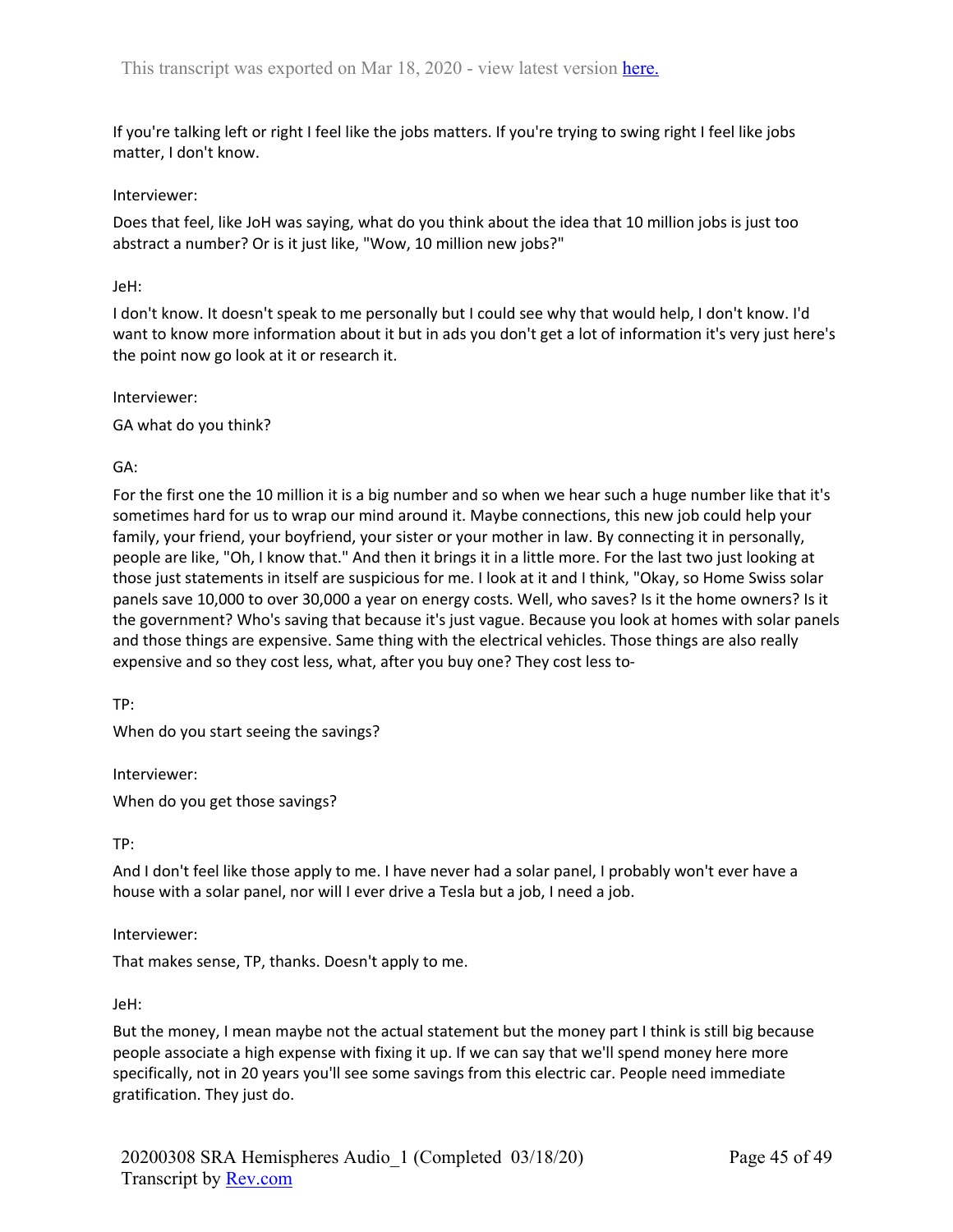If you're talking left or right I feel like the jobs matters. If you're trying to swing right I feel like jobs matter, I don't know.

Interviewer:

Does that feel, like JoH was saying, what do you think about the idea that 10 million jobs is just too abstract a number? Or is it just like, "Wow, 10 million new jobs?"

JeH:

I don't know. It doesn't speak to me personally but I could see why that would help, I don't know. I'd want to know more information about it but in ads you don't get a lot of information it's very just here's the point now go look at it or research it.

Interviewer:

GA what do you think?

GA:

For the first one the 10 million it is a big number and so when we hear such a huge number like that it's sometimes hard for us to wrap our mind around it. Maybe connections, this new job could help your family, your friend, your boyfriend, your sister or your mother in law. By connecting it in personally, people are like, "Oh, I know that." And then it brings it in a little more. For the last two just looking at those just statements in itself are suspicious for me. I look at it and I think, "Okay, so Home Swiss solar panels save 10,000 to over 30,000 a year on energy costs. Well, who saves? Is it the home owners? Is it the government? Who's saving that because it's just vague. Because you look at homes with solar panels and those things are expensive. Same thing with the electrical vehicles. Those things are also really expensive and so they cost less, what, after you buy one? They cost less to-

TP:

When do you start seeing the savings?

Interviewer:

When do you get those savings?

TP:

And I don't feel like those apply to me. I have never had a solar panel, I probably won't ever have a house with a solar panel, nor will I ever drive a Tesla but a job, I need a job.

Interviewer:

That makes sense, TP, thanks. Doesn't apply to me.

JeH:

But the money, I mean maybe not the actual statement but the money part I think is still big because people associate a high expense with fixing it up. If we can say that we'll spend money here more specifically, not in 20 years you'll see some savings from this electric car. People need immediate gratification. They just do.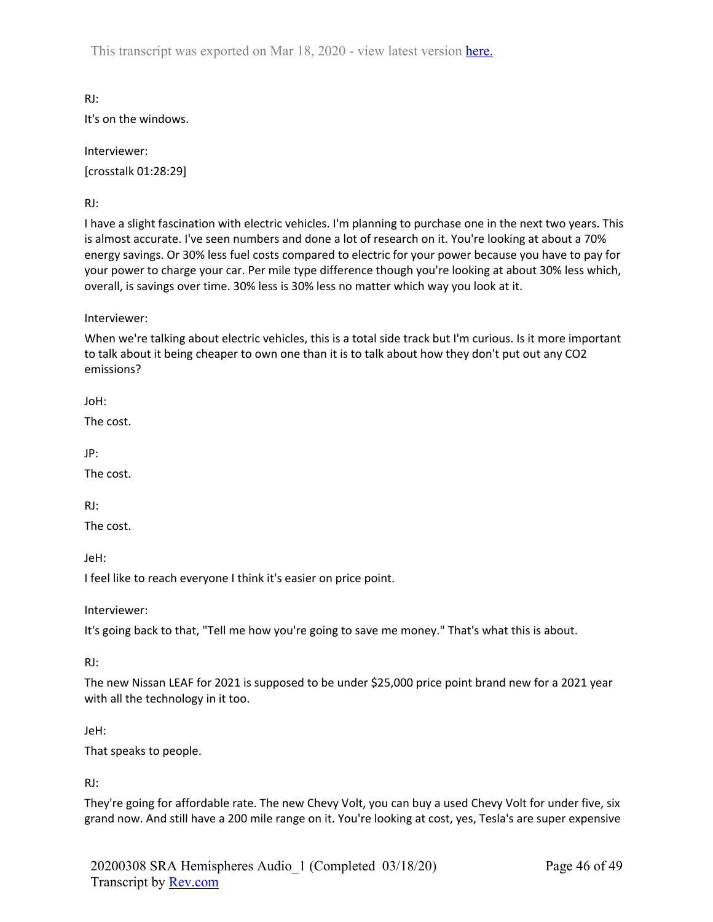RJ:

It's on the windows.

Interviewer:

[crosstalk 01:28:29]

RJ:

I have a slight fascination with electric vehicles. I'm planning to purchase one in the next two years. This is almost accurate. I've seen numbers and done a lot of research on it. You're looking at about a 70% energy savings. Or 30% less fuel costs compared to electric for your power because you have to pay for your power to charge your car. Per mile type difference though you're looking at about 30% less which, overall, is savings over time. 30% less is 30% less no matter which way you look at it.

Interviewer:

When we're talking about electric vehicles, this is a total side track but I'm curious. Is it more important to talk about it being cheaper to own one than it is to talk about how they don't put out any CO2 emissions?

JoH:

The cost.

JP:

The cost.

RJ:

The cost.

JeH:

I feel like to reach everyone I think it's easier on price point.

Interviewer:

It's going back to that, "Tell me how you're going to save me money." That's what this is about.

RJ:

The new Nissan LEAF for 2021 is supposed to be under $25,000 price point brand new for a 2021 year with all the technology in it too.

JeH:

That speaks to people.

RJ:

They're going for affordable rate. The new Chevy Volt, you can buy a used Chevy Volt for under five, six grand now. And still have a 200 mile range on it. You're looking at cost, yes, Tesla's are super expensive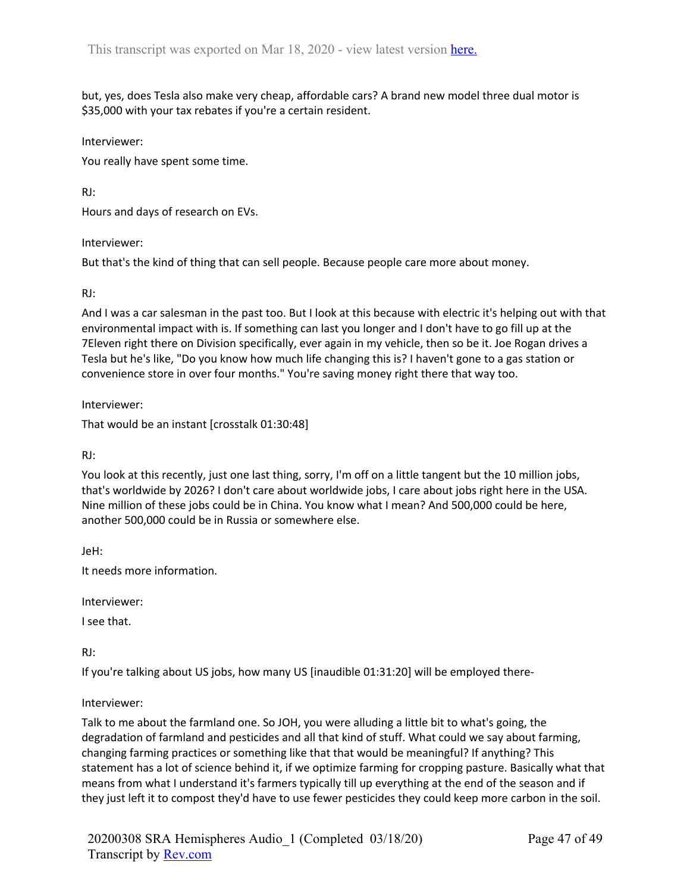but, yes, does Tesla also make very cheap, affordable cars? A brand new model three dual motor is $35,000 with your tax rebates if you're a certain resident.

Interviewer:

You really have spent some time.

RJ:

Hours and days of research on EVs.

Interviewer:

But that's the kind of thing that can sell people. Because people care more about money.

RJ:

And I was a car salesman in the past too. But I look at this because with electric it's helping out with that environmental impact with is. If something can last you longer and I don't have to go fill up at the 7Eleven right there on Division specifically, ever again in my vehicle, then so be it. Joe Rogan drives a Tesla but he's like, "Do you know how much life changing this is? I haven't gone to a gas station or convenience store in over four months." You're saving money right there that way too.

Interviewer:

That would be an instant [crosstalk 01:30:48]

RJ:

You look at this recently, just one last thing, sorry, I'm off on a little tangent but the 10 million jobs, that's worldwide by 2026? I don't care about worldwide jobs, I care about jobs right here in the USA. Nine million of these jobs could be in China. You know what I mean? And 500,000 could be here, another 500,000 could be in Russia or somewhere else.

JeH:

It needs more information.

Interviewer:

I see that.

RJ:

If you're talking about US jobs, how many US [inaudible 01:31:20] will be employed there-

Interviewer:

Talk to me about the farmland one. So JOH, you were alluding a little bit to what's going, the degradation of farmland and pesticides and all that kind of stuff. What could we say about farming, changing farming practices or something like that that would be meaningful? If anything? This statement has a lot of science behind it, if we optimize farming for cropping pasture. Basically what that means from what I understand it's farmers typically till up everything at the end of the season and if they just left it to compost they'd have to use fewer pesticides they could keep more carbon in the soil.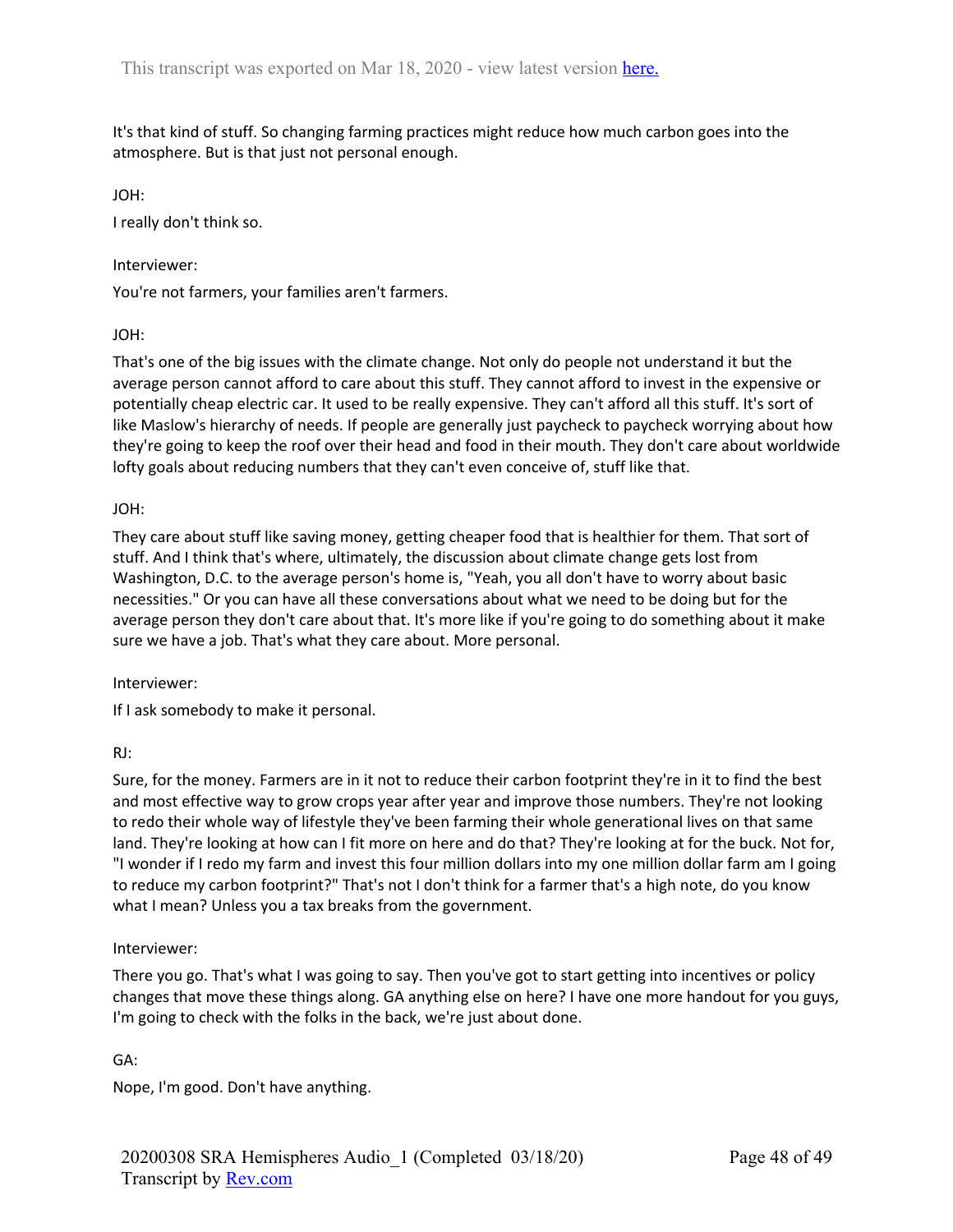It's that kind of stuff. So changing farming practices might reduce how much carbon goes into the atmosphere. But is that just not personal enough.

JOH:

I really don't think so.

Interviewer:

You're not farmers, your families aren't farmers.

JOH:

That's one of the big issues with the climate change. Not only do people not understand it but the average person cannot afford to care about this stuff. They cannot afford to invest in the expensive or potentially cheap electric car. It used to be really expensive. They can't afford all this stuff. It's sort of like Maslow's hierarchy of needs. If people are generally just paycheck to paycheck worrying about how they're going to keep the roof over their head and food in their mouth. They don't care about worldwide lofty goals about reducing numbers that they can't even conceive of, stuff like that.

JOH:

They care about stuff like saving money, getting cheaper food that is healthier for them. That sort of stuff. And I think that's where, ultimately, the discussion about climate change gets lost from Washington, D.C. to the average person's home is, "Yeah, you all don't have to worry about basic necessities." Or you can have all these conversations about what we need to be doing but for the average person they don't care about that. It's more like if you're going to do something about it make sure we have a job. That's what they care about. More personal.

Interviewer:

If I ask somebody to make it personal.

RJ:

Sure, for the money. Farmers are in it not to reduce their carbon footprint they're in it to find the best and most effective way to grow crops year after year and improve those numbers. They're not looking to redo their whole way of lifestyle they've been farming their whole generational lives on that same land. They're looking at how can I fit more on here and do that? They're looking at for the buck. Not for, "I wonder if I redo my farm and invest this four million dollars into my one million dollar farm am I going to reduce my carbon footprint?" That's not I don't think for a farmer that's a high note, do you know what I mean? Unless you a tax breaks from the government.

Interviewer:

There you go. That's what I was going to say. Then you've got to start getting into incentives or policy changes that move these things along. GA anything else on here? I have one more handout for you guys, I'm going to check with the folks in the back, we're just about done.

GA:

Nope, I'm good. Don't have anything.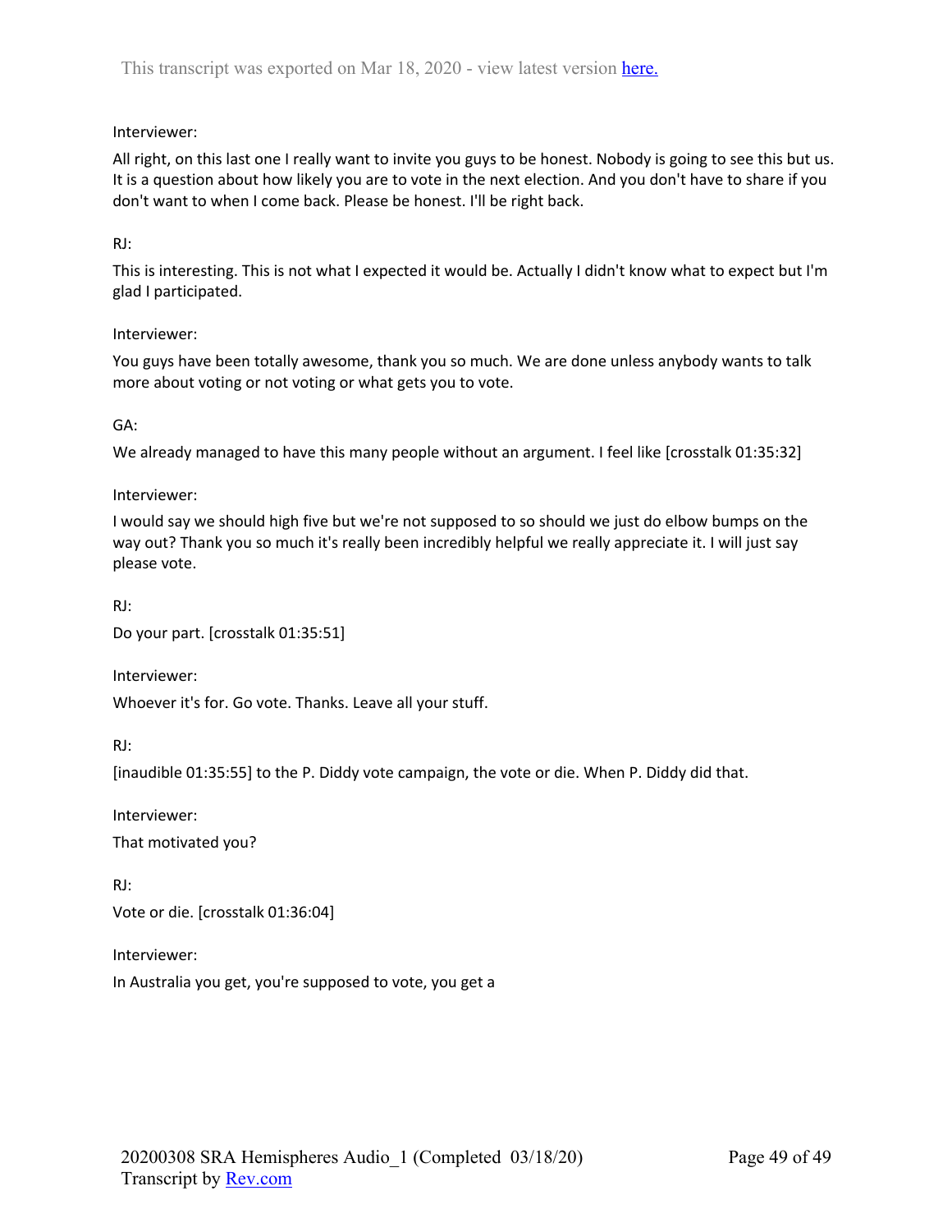Interviewer:

All right, on this last one I really want to invite you guys to be honest. Nobody is going to see this but us. It is a question about how likely you are to vote in the next election. And you don't have to share if you don't want to when I come back. Please be honest. I'll be right back.

RJ:

This is interesting. This is not what I expected it would be. Actually I didn't know what to expect but I'm glad I participated.

Interviewer:

You guys have been totally awesome, thank you so much. We are done unless anybody wants to talk more about voting or not voting or what gets you to vote.

GA:

We already managed to have this many people without an argument. I feel like [crosstalk 01:35:32]

Interviewer:

I would say we should high five but we're not supposed to so should we just do elbow bumps on the way out? Thank you so much it's really been incredibly helpful we really appreciate it. I will just say please vote.

RJ:

Do your part. [crosstalk 01:35:51]

Interviewer:

Whoever it's for. Go vote. Thanks. Leave all your stuff.

RJ:

[inaudible 01:35:55] to the P. Diddy vote campaign, the vote or die. When P. Diddy did that.

Interviewer:

That motivated you?

RJ:

Vote or die. [crosstalk 01:36:04]

Interviewer:

In Australia you get, you're supposed to vote, you get a